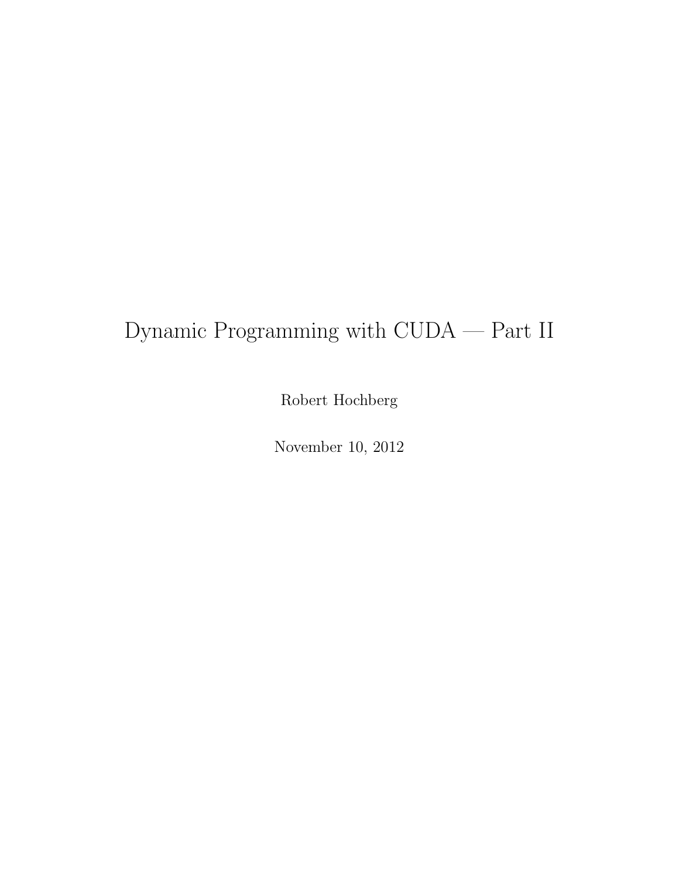# Dynamic Programming with CUDA — Part II

Robert Hochberg

November 10, 2012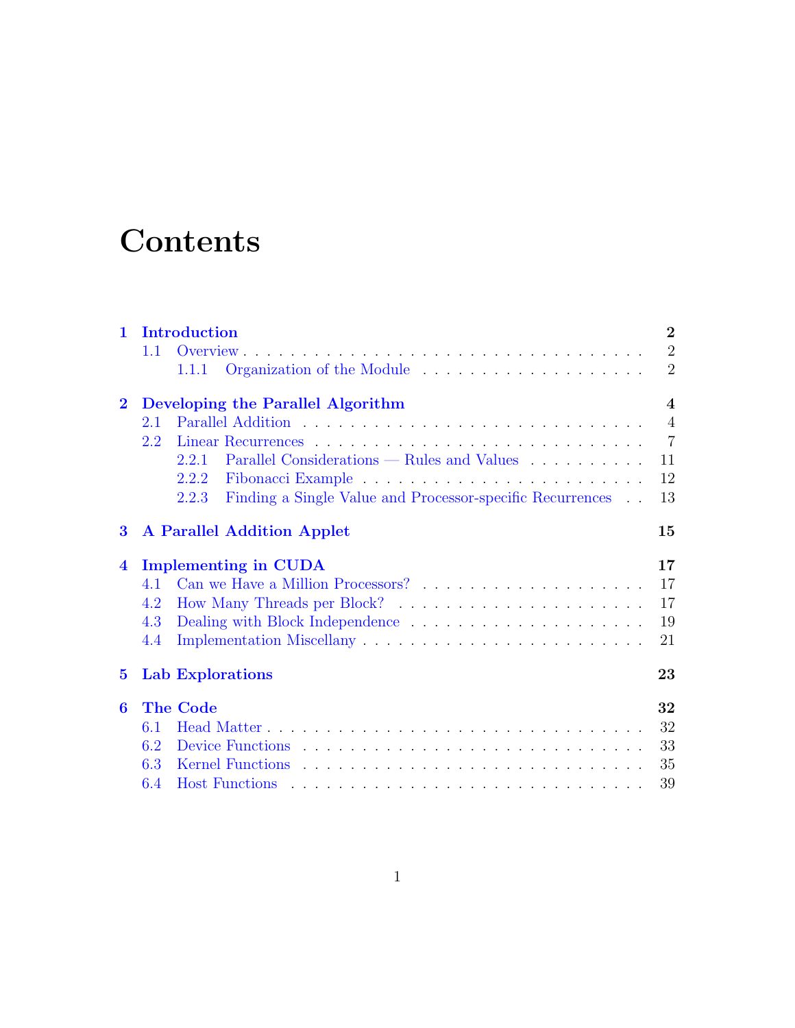# Contents

**1 Introduction** ... **2**
- 1.1 Overview ... 2
  - 1.1.1 Organization of the Module ... 2

**2 Developing the Parallel Algorithm** ... **4**
- 2.1 Parallel Addition ... 4
- 2.2 Linear Recurrences ... 7
  - 2.2.1 Parallel Considerations — Rules and Values ... 11
  - 2.2.2 Fibonacci Example ... 12
  - 2.2.3 Finding a Single Value and Processor-specific Recurrences ... 13

**3 A Parallel Addition Applet** ... **15**

**4 Implementing in CUDA** ... **17**
- 4.1 Can we Have a Million Processors? ... 17
- 4.2 How Many Threads per Block? ... 17
- 4.3 Dealing with Block Independence ... 19
- 4.4 Implementation Miscellany ... 21

**5 Lab Explorations** ... **23**

**6 The Code** ... **32**
- 6.1 Head Matter ... 32
- 6.2 Device Functions ... 33
- 6.3 Kernel Functions ... 35
- 6.4 Host Functions ... 39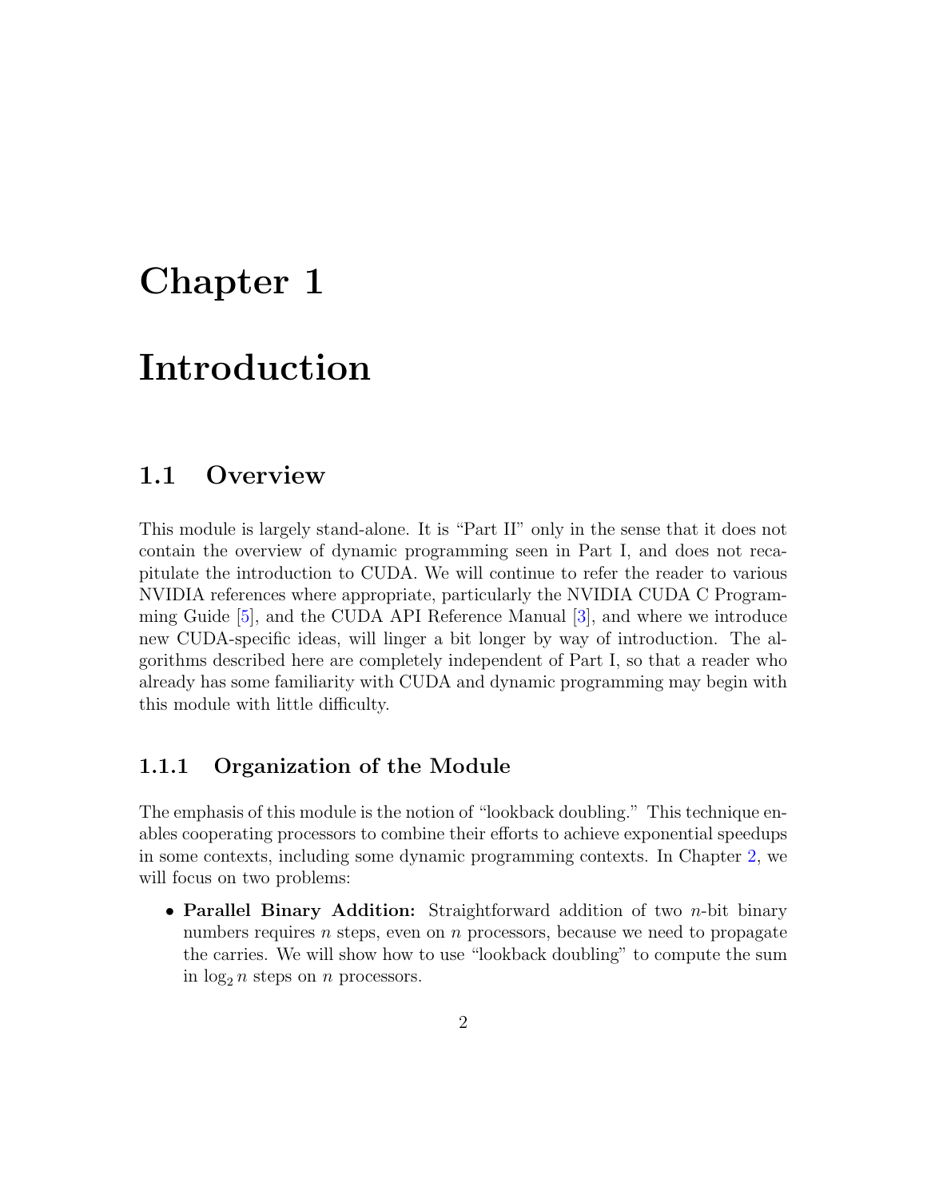# Chapter 1

# Introduction

## 1.1 Overview

This module is largely stand-alone. It is "Part II" only in the sense that it does not contain the overview of dynamic programming seen in Part I, and does not recapitulate the introduction to CUDA. We will continue to refer the reader to various NVIDIA references where appropriate, particularly the NVIDIA CUDA C Programming Guide [5], and the CUDA API Reference Manual [3], and where we introduce new CUDA-specific ideas, will linger a bit longer by way of introduction. The algorithms described here are completely independent of Part I, so that a reader who already has some familiarity with CUDA and dynamic programming may begin with this module with little difficulty.

### 1.1.1 Organization of the Module

The emphasis of this module is the notion of "lookback doubling." This technique enables cooperating processors to combine their efforts to achieve exponential speedups in some contexts, including some dynamic programming contexts. In Chapter 2, we will focus on two problems:

- **Parallel Binary Addition:** Straightforward addition of two $n$-bit binary numbers requires $n$ steps, even on $n$ processors, because we need to propagate the carries. We will show how to use "lookback doubling" to compute the sum in $\log_2 n$ steps on $n$ processors.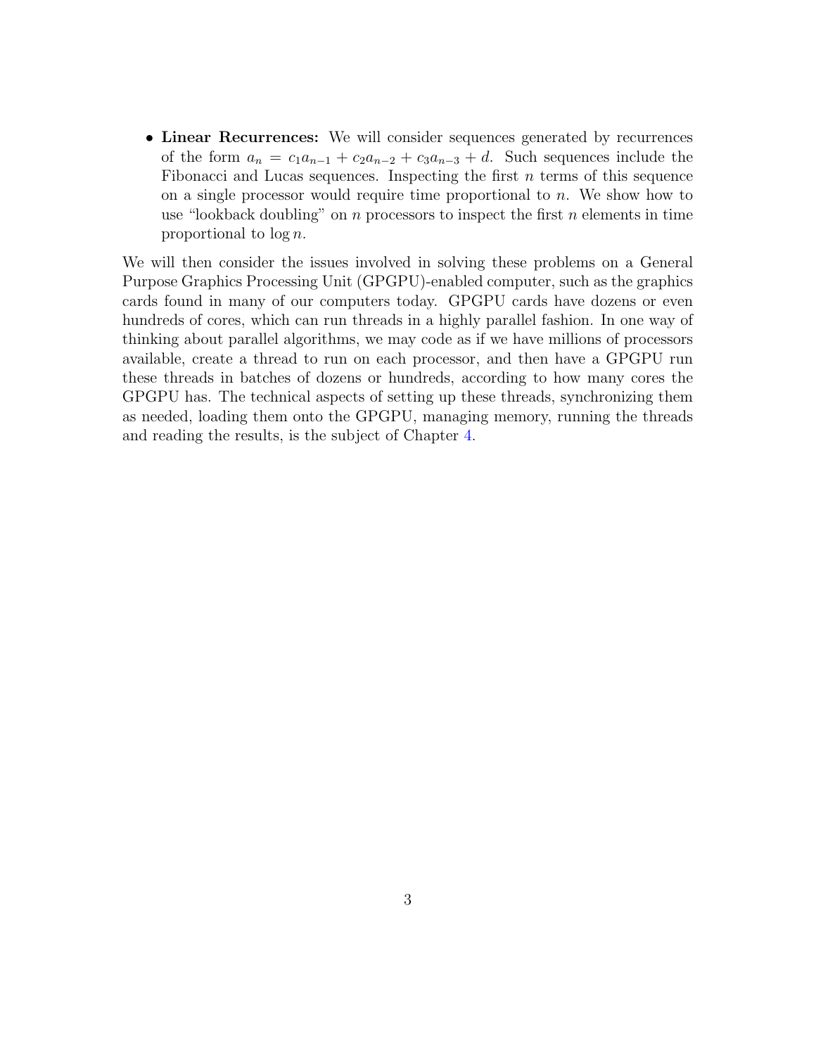- **Linear Recurrences:** We will consider sequences generated by recurrences of the form $a_n = c_1 a_{n-1} + c_2 a_{n-2} + c_3 a_{n-3} + d$. Such sequences include the Fibonacci and Lucas sequences. Inspecting the first $n$ terms of this sequence on a single processor would require time proportional to $n$. We show how to use "lookback doubling" on $n$ processors to inspect the first $n$ elements in time proportional to $\log n$.

We will then consider the issues involved in solving these problems on a General Purpose Graphics Processing Unit (GPGPU)-enabled computer, such as the graphics cards found in many of our computers today. GPGPU cards have dozens or even hundreds of cores, which can run threads in a highly parallel fashion. In one way of thinking about parallel algorithms, we may code as if we have millions of processors available, create a thread to run on each processor, and then have a GPGPU run these threads in batches of dozens or hundreds, according to how many cores the GPGPU has. The technical aspects of setting up these threads, synchronizing them as needed, loading them onto the GPGPU, managing memory, running the threads and reading the results, is the subject of Chapter 4.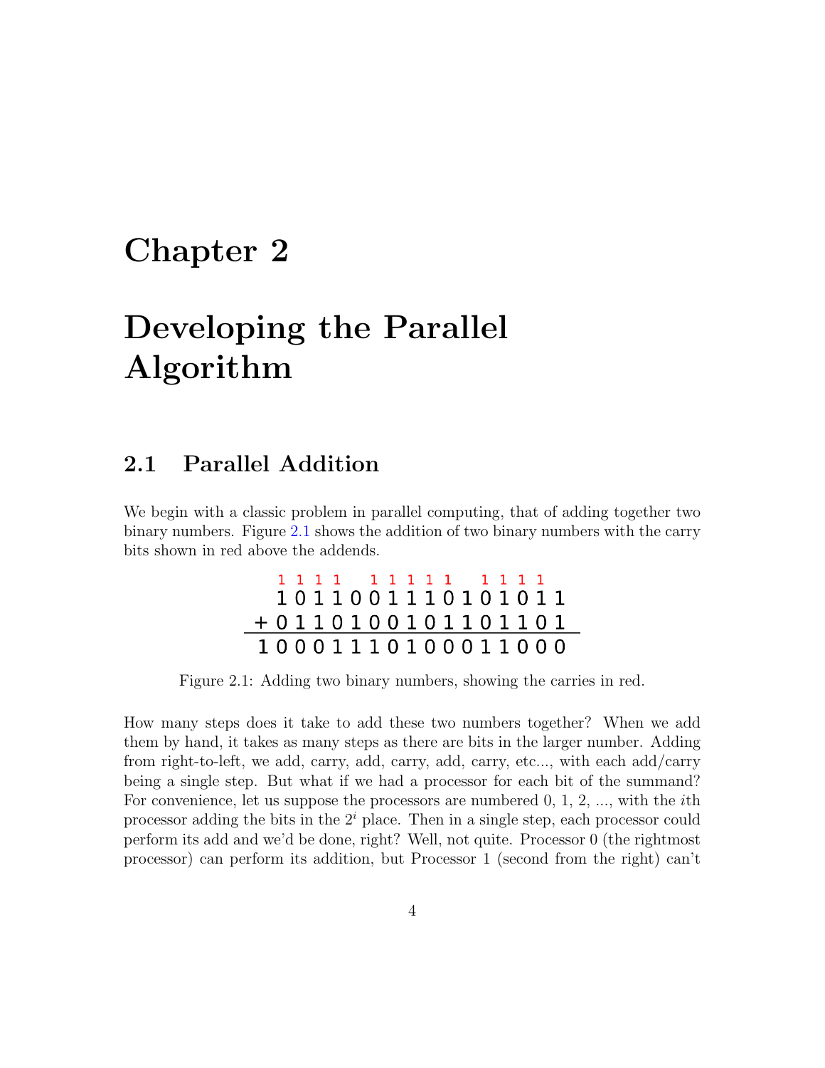# Chapter 2

# Developing the Parallel Algorithm

## 2.1 Parallel Addition

We begin with a classic problem in parallel computing, that of adding together two binary numbers. Figure 2.1 shows the addition of two binary numbers with the carry bits shown in red above the addends.

```
 1 1 1 1   1 1 1 1 1   1 1 1 1
  1 0 1 1 0 0 1 1 1 0 1 0 1 0 1 1
+ 0 1 1 0 1 0 0 1 0 1 1 0 1 1 0 1
---------------------------------
1 0 0 0 1 1 1 0 1 0 0 0 1 1 0 0 0
```

Figure 2.1: Adding two binary numbers, showing the carries in red.

How many steps does it take to add these two numbers together? When we add them by hand, it takes as many steps as there are bits in the larger number. Adding from right-to-left, we add, carry, add, carry, add, carry, etc..., with each add/carry being a single step. But what if we had a processor for each bit of the summand? For convenience, let us suppose the processors are numbered 0, 1, 2, ..., with the $i$th processor adding the bits in the $2^i$ place. Then in a single step, each processor could perform its add and we'd be done, right? Well, not quite. Processor 0 (the rightmost processor) can perform its addition, but Processor 1 (second from the right) can't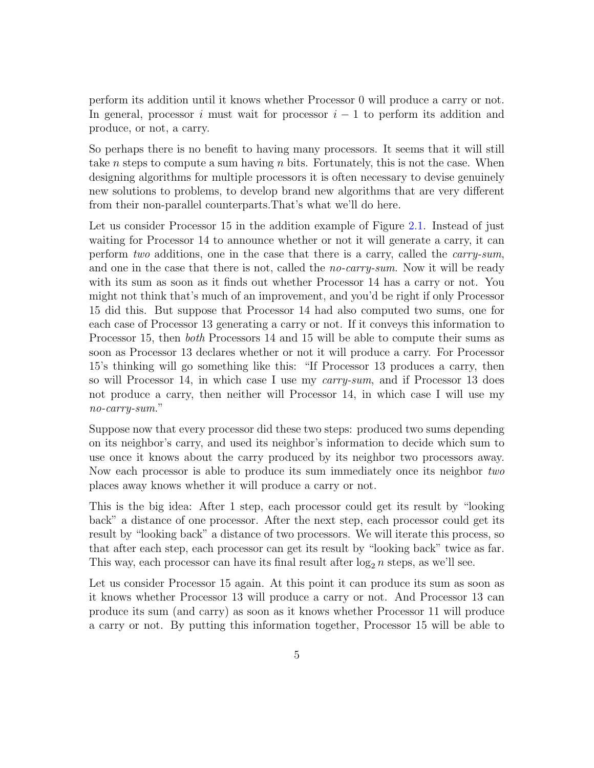perform its addition until it knows whether Processor 0 will produce a carry or not. In general, processor $i$ must wait for processor $i - 1$ to perform its addition and produce, or not, a carry.

So perhaps there is no benefit to having many processors. It seems that it will still take $n$ steps to compute a sum having $n$ bits. Fortunately, this is not the case. When designing algorithms for multiple processors it is often necessary to devise genuinely new solutions to problems, to develop brand new algorithms that are very different from their non-parallel counterparts.That's what we'll do here.

Let us consider Processor 15 in the addition example of Figure 2.1. Instead of just waiting for Processor 14 to announce whether or not it will generate a carry, it can perform *two* additions, one in the case that there is a carry, called the *carry-sum*, and one in the case that there is not, called the *no-carry-sum*. Now it will be ready with its sum as soon as it finds out whether Processor 14 has a carry or not. You might not think that's much of an improvement, and you'd be right if only Processor 15 did this. But suppose that Processor 14 had also computed two sums, one for each case of Processor 13 generating a carry or not. If it conveys this information to Processor 15, then *both* Processors 14 and 15 will be able to compute their sums as soon as Processor 13 declares whether or not it will produce a carry. For Processor 15's thinking will go something like this: "If Processor 13 produces a carry, then so will Processor 14, in which case I use my *carry-sum*, and if Processor 13 does not produce a carry, then neither will Processor 14, in which case I will use my *no-carry-sum*."

Suppose now that every processor did these two steps: produced two sums depending on its neighbor's carry, and used its neighbor's information to decide which sum to use once it knows about the carry produced by its neighbor two processors away. Now each processor is able to produce its sum immediately once its neighbor *two* places away knows whether it will produce a carry or not.

This is the big idea: After 1 step, each processor could get its result by "looking back" a distance of one processor. After the next step, each processor could get its result by "looking back" a distance of two processors. We will iterate this process, so that after each step, each processor can get its result by "looking back" twice as far. This way, each processor can have its final result after $\log_2 n$ steps, as we'll see.

Let us consider Processor 15 again. At this point it can produce its sum as soon as it knows whether Processor 13 will produce a carry or not. And Processor 13 can produce its sum (and carry) as soon as it knows whether Processor 11 will produce a carry or not. By putting this information together, Processor 15 will be able to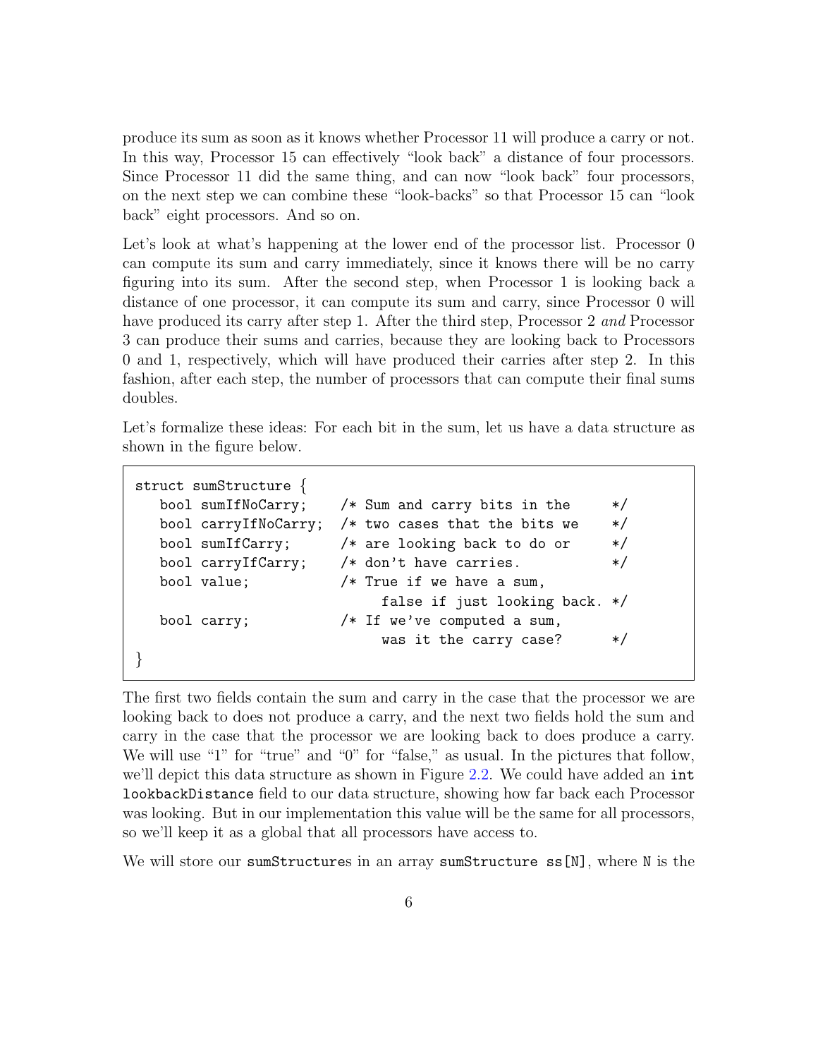produce its sum as soon as it knows whether Processor 11 will produce a carry or not. In this way, Processor 15 can effectively "look back" a distance of four processors. Since Processor 11 did the same thing, and can now "look back" four processors, on the next step we can combine these "look-backs" so that Processor 15 can "look back" eight processors. And so on.

Let's look at what's happening at the lower end of the processor list. Processor 0 can compute its sum and carry immediately, since it knows there will be no carry figuring into its sum. After the second step, when Processor 1 is looking back a distance of one processor, it can compute its sum and carry, since Processor 0 will have produced its carry after step 1. After the third step, Processor 2 *and* Processor 3 can produce their sums and carries, because they are looking back to Processors 0 and 1, respectively, which will have produced their carries after step 2. In this fashion, after each step, the number of processors that can compute their final sums doubles.

Let's formalize these ideas: For each bit in the sum, let us have a data structure as shown in the figure below.

```
struct sumStructure {
   bool sumIfNoCarry;    /* Sum and carry bits in the     */
   bool carryIfNoCarry;  /* two cases that the bits we    */
   bool sumIfCarry;      /* are looking back to do or     */
   bool carryIfCarry;    /* don't have carries.           */
   bool value;           /* True if we have a sum,
                              false if just looking back. */
   bool carry;           /* If we've computed a sum,
                              was it the carry case?      */
}
```

The first two fields contain the sum and carry in the case that the processor we are looking back to does not produce a carry, and the next two fields hold the sum and carry in the case that the processor we are looking back to does produce a carry. We will use "1" for "true" and "0" for "false," as usual. In the pictures that follow, we'll depict this data structure as shown in Figure 2.2. We could have added an `int lookbackDistance` field to our data structure, showing how far back each Processor was looking. But in our implementation this value will be the same for all processors, so we'll keep it as a global that all processors have access to.

We will store our `sumStructure`s in an array `sumStructure ss[N]`, where `N` is the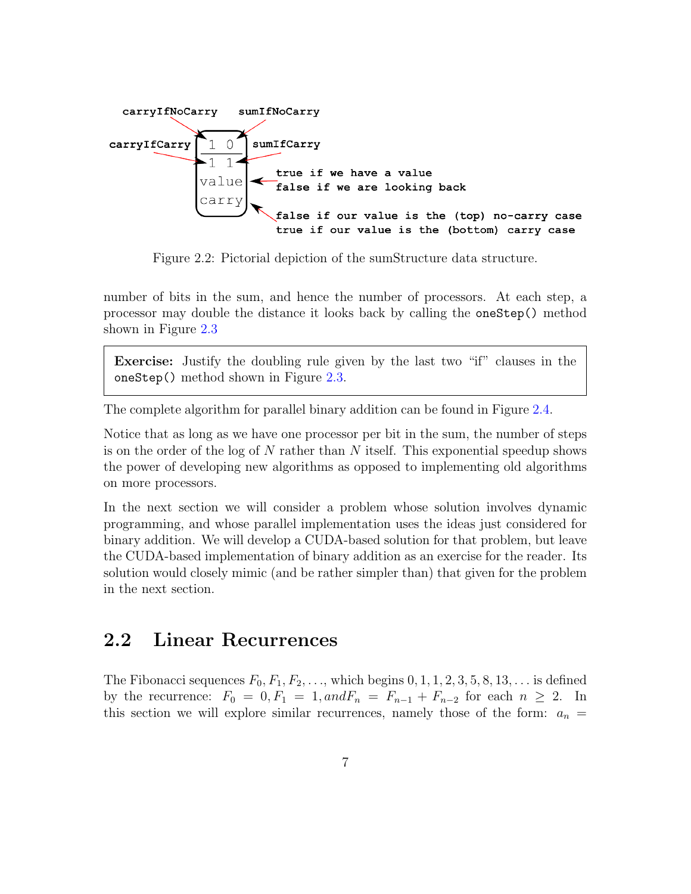Figure 2.2: Pictorial depiction of the sumStructure data structure.

number of bits in the sum, and hence the number of processors. At each step, a processor may double the distance it looks back by calling the `oneStep()` method shown in Figure 2.3

> **Exercise:** Justify the doubling rule given by the last two "if" clauses in the `oneStep()` method shown in Figure 2.3.

The complete algorithm for parallel binary addition can be found in Figure 2.4.

Notice that as long as we have one processor per bit in the sum, the number of steps is on the order of the log of $N$ rather than $N$ itself. This exponential speedup shows the power of developing new algorithms as opposed to implementing old algorithms on more processors.

In the next section we will consider a problem whose solution involves dynamic programming, and whose parallel implementation uses the ideas just considered for binary addition. We will develop a CUDA-based solution for that problem, but leave the CUDA-based implementation of binary addition as an exercise for the reader. Its solution would closely mimic (and be rather simpler than) that given for the problem in the next section.

## 2.2 Linear Recurrences

The Fibonacci sequences $F_0, F_1, F_2, \ldots$, which begins $0, 1, 1, 2, 3, 5, 8, 13, \ldots$ is defined by the recurrence: $F_0 = 0, F_1 = 1, and F_n = F_{n-1} + F_{n-2}$ for each $n \geq 2$. In this section we will explore similar recurrences, namely those of the form: $a_n =$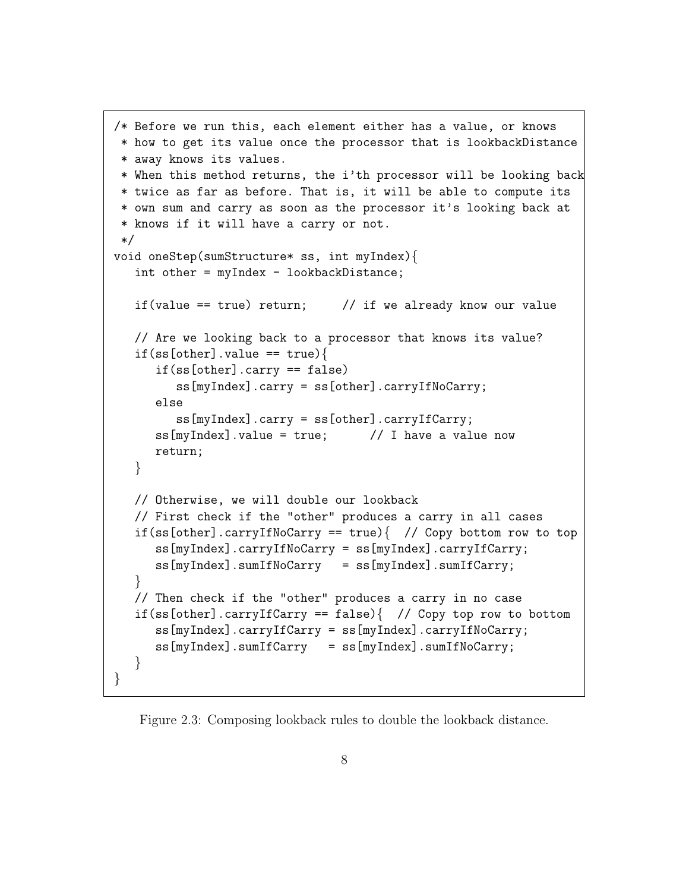```
/* Before we run this, each element either has a value, or knows
 * how to get its value once the processor that is lookbackDistance
 * away knows its values.
 * When this method returns, the i'th processor will be looking back
 * twice as far as before. That is, it will be able to compute its
 * own sum and carry as soon as the processor it's looking back at
 * knows if it will have a carry or not.
 */
void oneStep(sumStructure* ss, int myIndex){
   int other = myIndex - lookbackDistance;

   if(value == true) return;     // if we already know our value

   // Are we looking back to a processor that knows its value?
   if(ss[other].value == true){
      if(ss[other].carry == false)
         ss[myIndex].carry = ss[other].carryIfNoCarry;
      else
         ss[myIndex].carry = ss[other].carryIfCarry;
      ss[myIndex].value = true;      // I have a value now
      return;
   }

   // Otherwise, we will double our lookback
   // First check if the "other" produces a carry in all cases
   if(ss[other].carryIfNoCarry == true){  // Copy bottom row to top
      ss[myIndex].carryIfNoCarry = ss[myIndex].carryIfCarry;
      ss[myIndex].sumIfNoCarry   = ss[myIndex].sumIfCarry;
   }
   // Then check if the "other" produces a carry in no case
   if(ss[other].carryIfCarry == false){  // Copy top row to bottom
      ss[myIndex].carryIfCarry = ss[myIndex].carryIfNoCarry;
      ss[myIndex].sumIfCarry   = ss[myIndex].sumIfNoCarry;
   }
}
```

Figure 2.3: Composing lookback rules to double the lookback distance.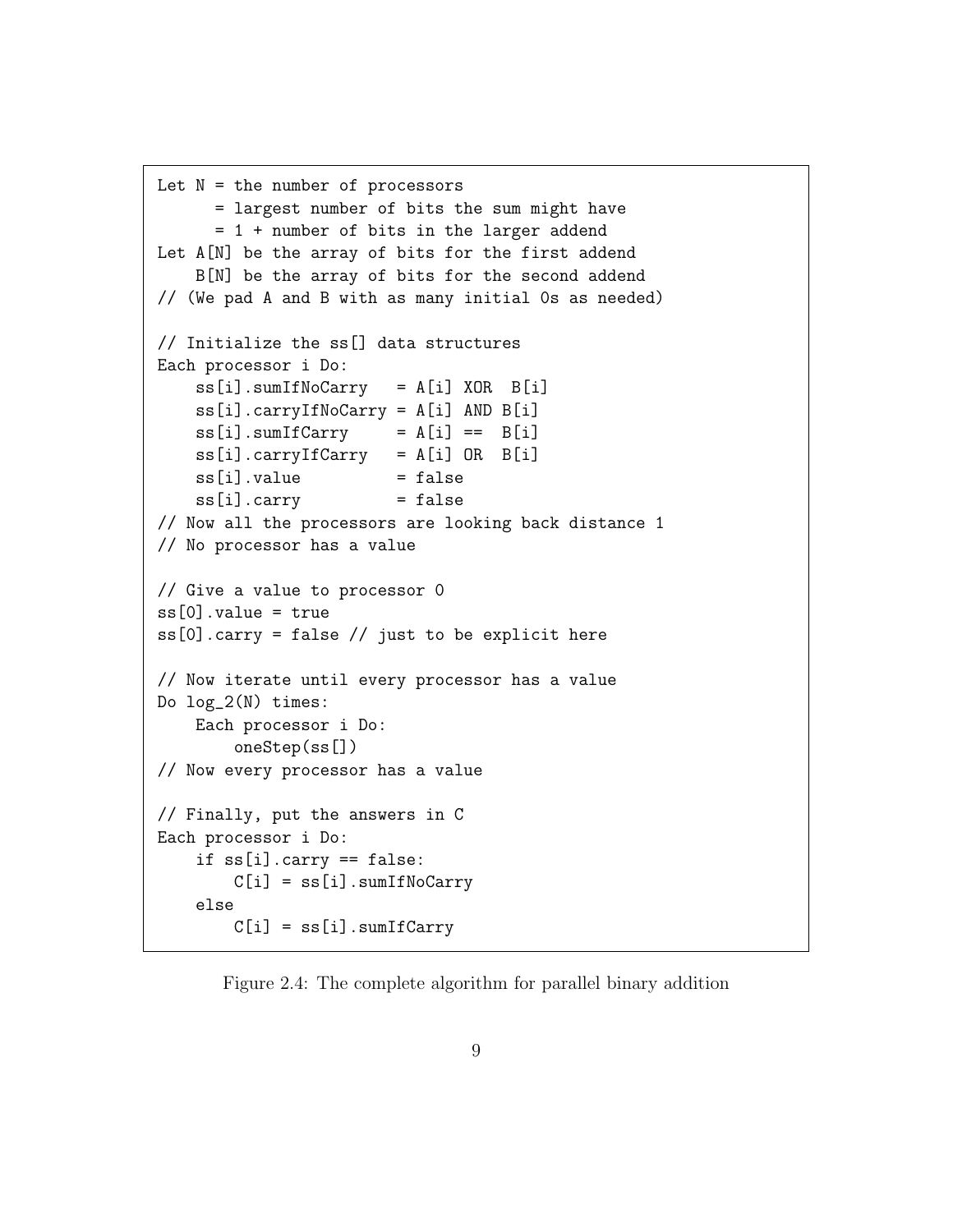```
Let N = the number of processors
      = largest number of bits the sum might have
      = 1 + number of bits in the larger addend
Let A[N] be the array of bits for the first addend
    B[N] be the array of bits for the second addend
// (We pad A and B with as many initial 0s as needed)

// Initialize the ss[] data structures
Each processor i Do:
    ss[i].sumIfNoCarry   = A[i] XOR  B[i]
    ss[i].carryIfNoCarry = A[i] AND B[i]
    ss[i].sumIfCarry     = A[i] ==  B[i]
    ss[i].carryIfCarry   = A[i] OR  B[i]
    ss[i].value          = false
    ss[i].carry          = false
// Now all the processors are looking back distance 1
// No processor has a value

// Give a value to processor 0
ss[0].value = true
ss[0].carry = false // just to be explicit here

// Now iterate until every processor has a value
Do log_2(N) times:
    Each processor i Do:
        oneStep(ss[])
// Now every processor has a value

// Finally, put the answers in C
Each processor i Do:
    if ss[i].carry == false:
        C[i] = ss[i].sumIfNoCarry
    else
        C[i] = ss[i].sumIfCarry
```

Figure 2.4: The complete algorithm for parallel binary addition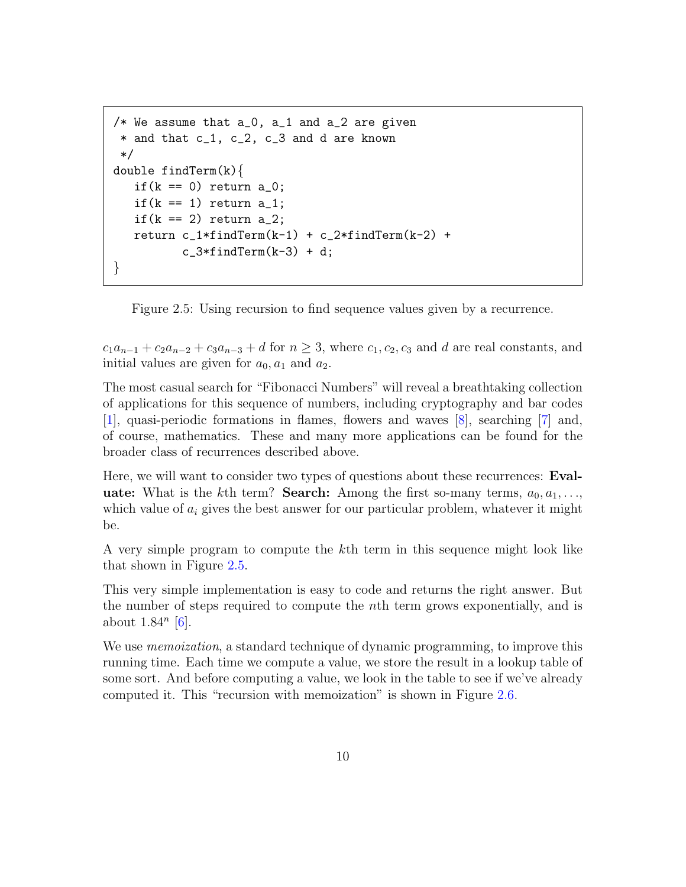```
/* We assume that a_0, a_1 and a_2 are given
 * and that c_1, c_2, c_3 and d are known
 */
double findTerm(k){
   if(k == 0) return a_0;
   if(k == 1) return a_1;
   if(k == 2) return a_2;
   return c_1*findTerm(k-1) + c_2*findTerm(k-2) +
          c_3*findTerm(k-3) + d;
}
```

Figure 2.5: Using recursion to find sequence values given by a recurrence.

$c_1 a_{n-1} + c_2 a_{n-2} + c_3 a_{n-3} + d$ for $n \geq 3$, where $c_1, c_2, c_3$ and $d$ are real constants, and initial values are given for $a_0, a_1$ and $a_2$.

The most casual search for "Fibonacci Numbers" will reveal a breathtaking collection of applications for this sequence of numbers, including cryptography and bar codes [1], quasi-periodic formations in flames, flowers and waves [8], searching [7] and, of course, mathematics. These and many more applications can be found for the broader class of recurrences described above.

Here, we will want to consider two types of questions about these recurrences: **Evaluate:** What is the $k$th term? **Search:** Among the first so-many terms, $a_0, a_1, \ldots$, which value of $a_i$ gives the best answer for our particular problem, whatever it might be.

A very simple program to compute the $k$th term in this sequence might look like that shown in Figure 2.5.

This very simple implementation is easy to code and returns the right answer. But the number of steps required to compute the $n$th term grows exponentially, and is about $1.84^n$ [6].

We use *memoization*, a standard technique of dynamic programming, to improve this running time. Each time we compute a value, we store the result in a lookup table of some sort. And before computing a value, we look in the table to see if we've already computed it. This "recursion with memoization" is shown in Figure 2.6.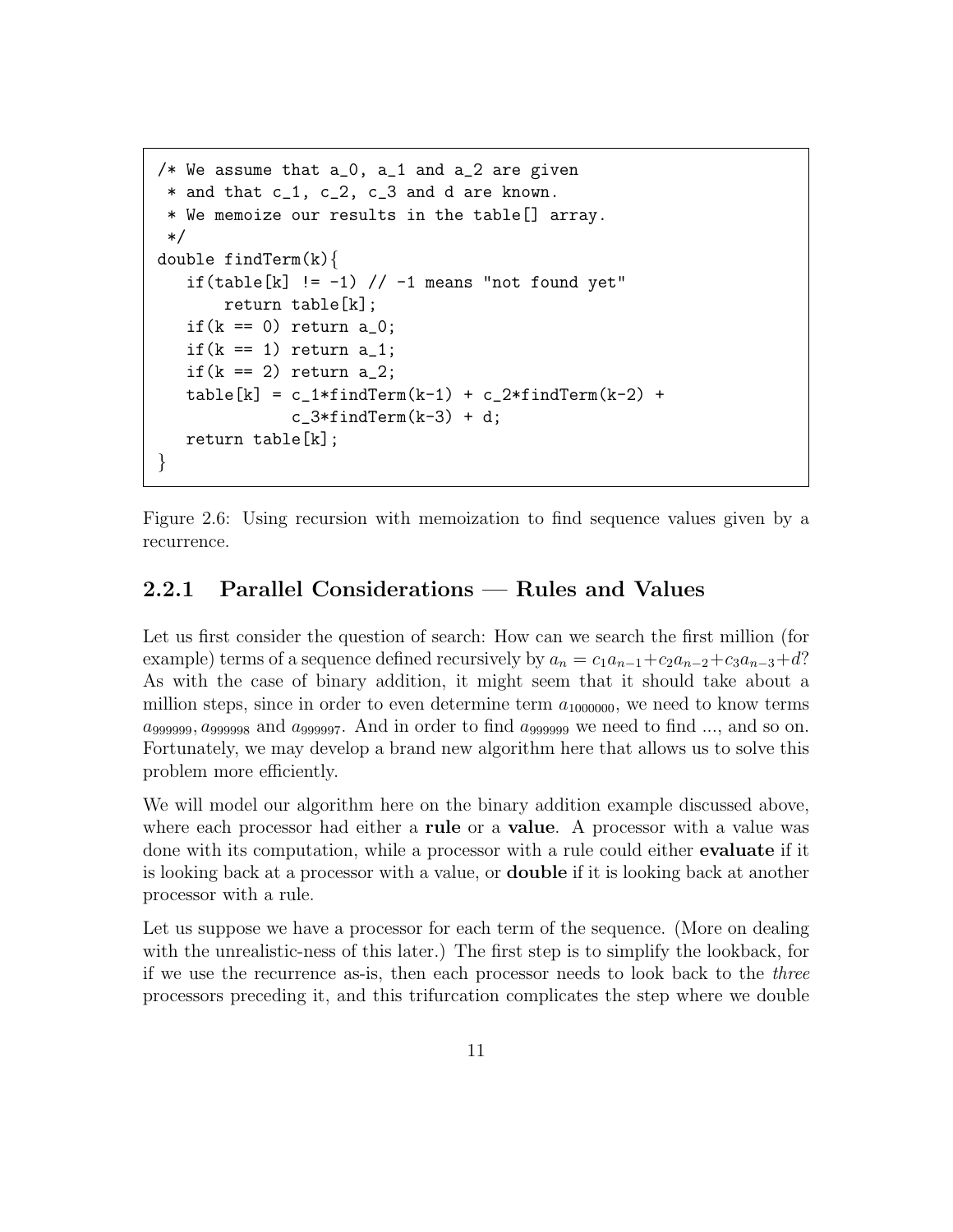```
/* We assume that a_0, a_1 and a_2 are given
 * and that c_1, c_2, c_3 and d are known.
 * We memoize our results in the table[] array.
 */
double findTerm(k){
   if(table[k] != -1) // -1 means "not found yet"
       return table[k];
   if(k == 0) return a_0;
   if(k == 1) return a_1;
   if(k == 2) return a_2;
   table[k] = c_1*findTerm(k-1) + c_2*findTerm(k-2) +
              c_3*findTerm(k-3) + d;
   return table[k];
}
```

Figure 2.6: Using recursion with memoization to find sequence values given by a recurrence.

### 2.2.1 Parallel Considerations — Rules and Values

Let us first consider the question of search: How can we search the first million (for example) terms of a sequence defined recursively by $a_n = c_1 a_{n-1} + c_2 a_{n-2} + c_3 a_{n-3} + d$? As with the case of binary addition, it might seem that it should take about a million steps, since in order to even determine term $a_{1000000}$, we need to know terms $a_{999999}$, $a_{999998}$ and $a_{999997}$. And in order to find $a_{999999}$ we need to find ..., and so on. Fortunately, we may develop a brand new algorithm here that allows us to solve this problem more efficiently.

We will model our algorithm here on the binary addition example discussed above, where each processor had either a **rule** or a **value**. A processor with a value was done with its computation, while a processor with a rule could either **evaluate** if it is looking back at a processor with a value, or **double** if it is looking back at another processor with a rule.

Let us suppose we have a processor for each term of the sequence. (More on dealing with the unrealistic-ness of this later.) The first step is to simplify the lookback, for if we use the recurrence as-is, then each processor needs to look back to the *three* processors preceding it, and this trifurcation complicates the step where we double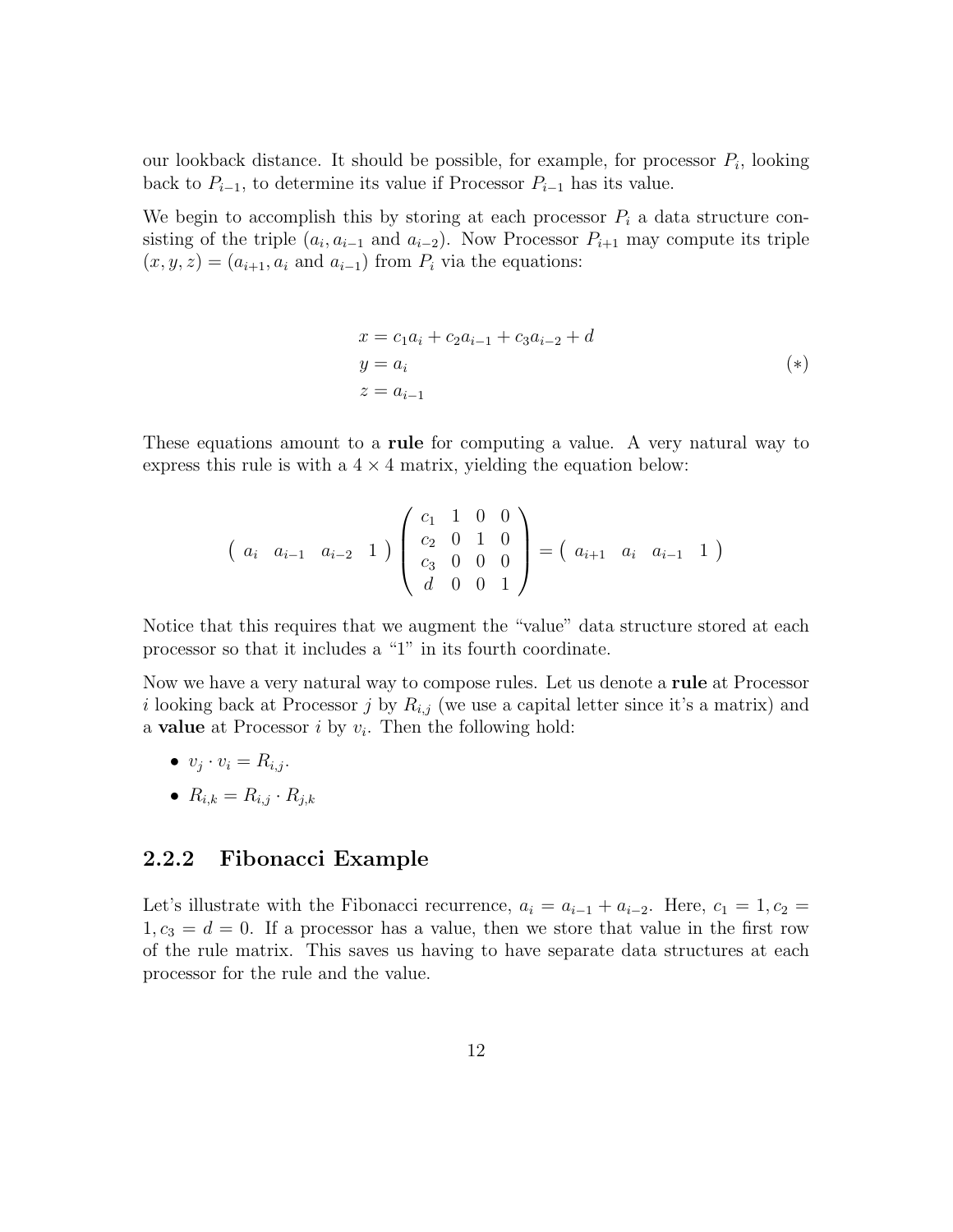our lookback distance. It should be possible, for example, for processor $P_i$, looking back to $P_{i-1}$, to determine its value if Processor $P_{i-1}$ has its value.

We begin to accomplish this by storing at each processor $P_i$ a data structure consisting of the triple ($a_i, a_{i-1}$ and $a_{i-2}$). Now Processor $P_{i+1}$ may compute its triple $(x, y, z) = (a_{i+1}, a_i$ and $a_{i-1})$ from $P_i$ via the equations:

$$
\begin{aligned}
x &= c_1 a_i + c_2 a_{i-1} + c_3 a_{i-2} + d \\
y &= a_i \\
z &= a_{i-1}
\end{aligned}
\qquad (*)
$$

These equations amount to a **rule** for computing a value. A very natural way to express this rule is with a $4 \times 4$ matrix, yielding the equation below:

$$
\begin{pmatrix} a_i & a_{i-1} & a_{i-2} & 1 \end{pmatrix}
\begin{pmatrix} c_1 & 1 & 0 & 0 \\ c_2 & 0 & 1 & 0 \\ c_3 & 0 & 0 & 0 \\ d & 0 & 0 & 1 \end{pmatrix}
= \begin{pmatrix} a_{i+1} & a_i & a_{i-1} & 1 \end{pmatrix}
$$

Notice that this requires that we augment the "value" data structure stored at each processor so that it includes a "1" in its fourth coordinate.

Now we have a very natural way to compose rules. Let us denote a **rule** at Processor $i$ looking back at Processor $j$ by $R_{i,j}$ (we use a capital letter since it's a matrix) and a **value** at Processor $i$ by $v_i$. Then the following hold:

- $v_j \cdot v_i = R_{i,j}$.
- $R_{i,k} = R_{i,j} \cdot R_{j,k}$

### 2.2.2 Fibonacci Example

Let's illustrate with the Fibonacci recurrence, $a_i = a_{i-1} + a_{i-2}$. Here, $c_1 = 1, c_2 = 1, c_3 = d = 0$. If a processor has a value, then we store that value in the first row of the rule matrix. This saves us having to have separate data structures at each processor for the rule and the value.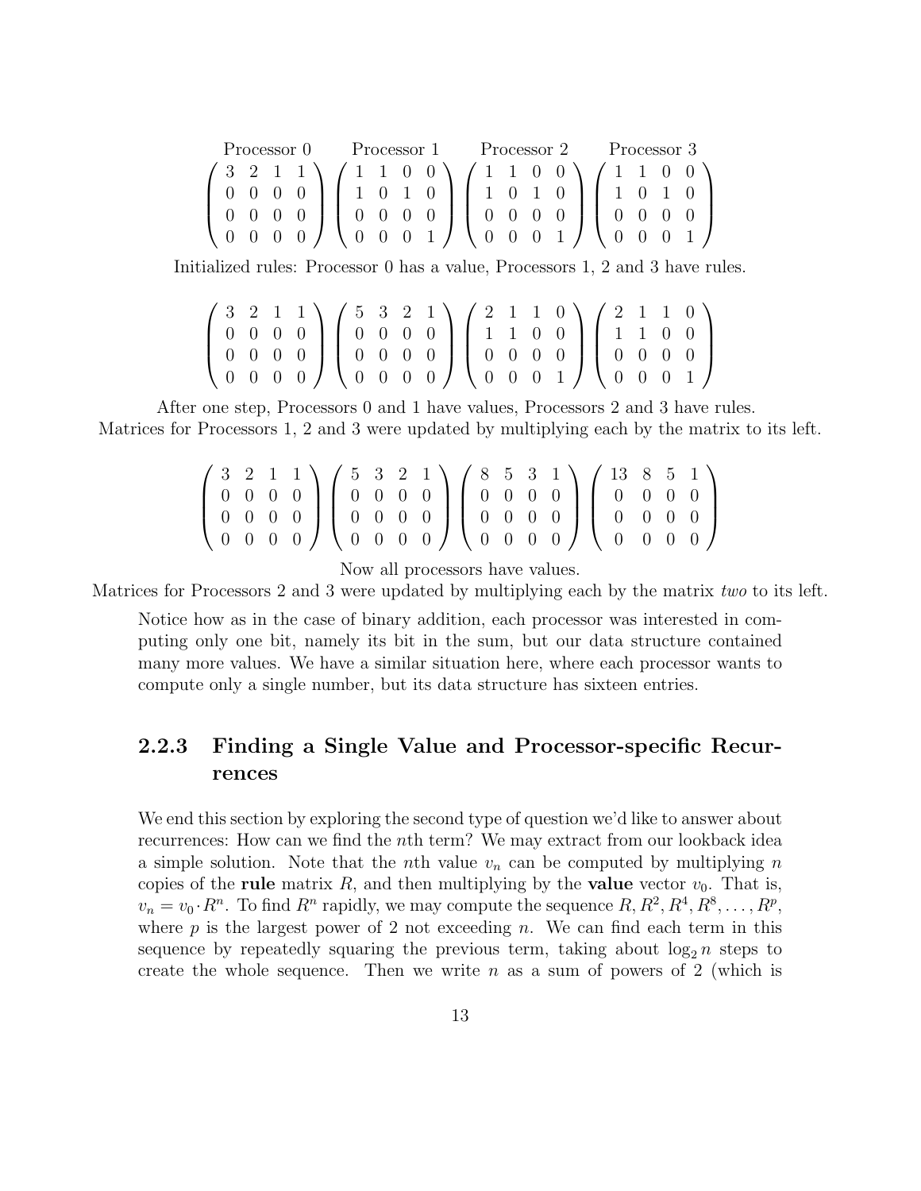$$
\begin{array}{cccc}
\text{Processor 0} & \text{Processor 1} & \text{Processor 2} & \text{Processor 3} \\
\begin{pmatrix} 3 & 2 & 1 & 1 \\ 0 & 0 & 0 & 0 \\ 0 & 0 & 0 & 0 \\ 0 & 0 & 0 & 0 \end{pmatrix} &
\begin{pmatrix} 1 & 1 & 0 & 0 \\ 1 & 0 & 1 & 0 \\ 0 & 0 & 0 & 0 \\ 0 & 0 & 0 & 1 \end{pmatrix} &
\begin{pmatrix} 1 & 1 & 0 & 0 \\ 1 & 0 & 1 & 0 \\ 0 & 0 & 0 & 0 \\ 0 & 0 & 0 & 1 \end{pmatrix} &
\begin{pmatrix} 1 & 1 & 0 & 0 \\ 1 & 0 & 1 & 0 \\ 0 & 0 & 0 & 0 \\ 0 & 0 & 0 & 1 \end{pmatrix}
\end{array}
$$

Initialized rules: Processor 0 has a value, Processors 1, 2 and 3 have rules.

$$
\begin{pmatrix} 3 & 2 & 1 & 1 \\ 0 & 0 & 0 & 0 \\ 0 & 0 & 0 & 0 \\ 0 & 0 & 0 & 0 \end{pmatrix}
\begin{pmatrix} 5 & 3 & 2 & 1 \\ 0 & 0 & 0 & 0 \\ 0 & 0 & 0 & 0 \\ 0 & 0 & 0 & 0 \end{pmatrix}
\begin{pmatrix} 2 & 1 & 1 & 0 \\ 1 & 1 & 0 & 0 \\ 0 & 0 & 0 & 0 \\ 0 & 0 & 0 & 1 \end{pmatrix}
\begin{pmatrix} 2 & 1 & 1 & 0 \\ 1 & 1 & 0 & 0 \\ 0 & 0 & 0 & 0 \\ 0 & 0 & 0 & 1 \end{pmatrix}
$$

After one step, Processors 0 and 1 have values, Processors 2 and 3 have rules.
Matrices for Processors 1, 2 and 3 were updated by multiplying each by the matrix to its left.

$$
\begin{pmatrix} 3 & 2 & 1 & 1 \\ 0 & 0 & 0 & 0 \\ 0 & 0 & 0 & 0 \\ 0 & 0 & 0 & 0 \end{pmatrix}
\begin{pmatrix} 5 & 3 & 2 & 1 \\ 0 & 0 & 0 & 0 \\ 0 & 0 & 0 & 0 \\ 0 & 0 & 0 & 0 \end{pmatrix}
\begin{pmatrix} 8 & 5 & 3 & 1 \\ 0 & 0 & 0 & 0 \\ 0 & 0 & 0 & 0 \\ 0 & 0 & 0 & 0 \end{pmatrix}
\begin{pmatrix} 13 & 8 & 5 & 1 \\ 0 & 0 & 0 & 0 \\ 0 & 0 & 0 & 0 \\ 0 & 0 & 0 & 0 \end{pmatrix}
$$

Now all processors have values.
Matrices for Processors 2 and 3 were updated by multiplying each by the matrix *two* to its left.

Notice how as in the case of binary addition, each processor was interested in computing only one bit, namely its bit in the sum, but our data structure contained many more values. We have a similar situation here, where each processor wants to compute only a single number, but its data structure has sixteen entries.

### 2.2.3 Finding a Single Value and Processor-specific Recurrences

We end this section by exploring the second type of question we'd like to answer about recurrences: How can we find the $n$th term? We may extract from our lookback idea a simple solution. Note that the $n$th value $v_n$ can be computed by multiplying $n$ copies of the **rule** matrix $R$, and then multiplying by the **value** vector $v_0$. That is, $v_n = v_0 \cdot R^n$. To find $R^n$ rapidly, we may compute the sequence $R, R^2, R^4, R^8, \ldots, R^p$, where $p$ is the largest power of 2 not exceeding $n$. We can find each term in this sequence by repeatedly squaring the previous term, taking about $\log_2 n$ steps to create the whole sequence. Then we write $n$ as a sum of powers of 2 (which is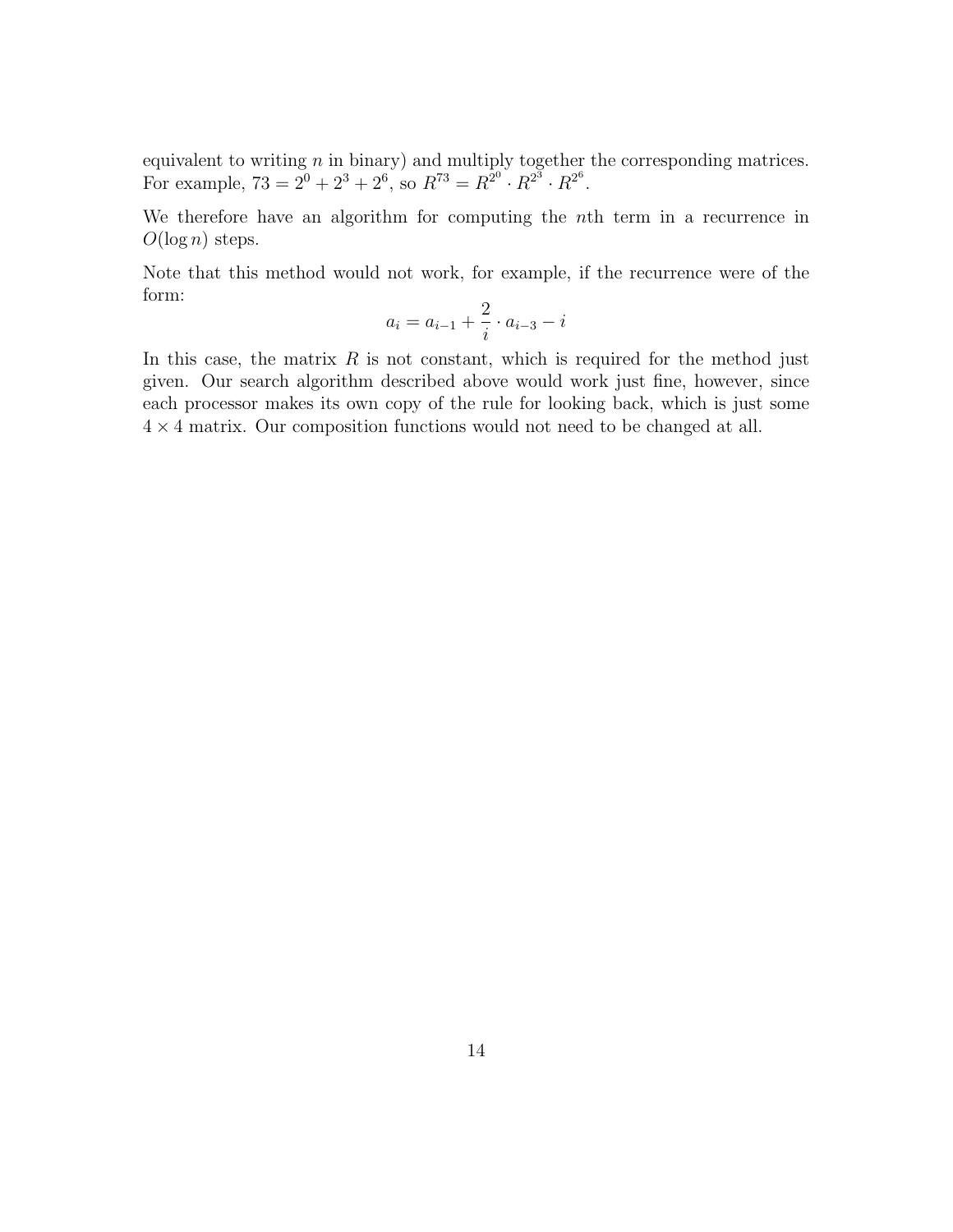equivalent to writing $n$ in binary) and multiply together the corresponding matrices. For example, $73 = 2^0 + 2^3 + 2^6$, so $R^{73} = R^{2^0} \cdot R^{2^3} \cdot R^{2^6}$.

We therefore have an algorithm for computing the $n$th term in a recurrence in $O(\log n)$ steps.

Note that this method would not work, for example, if the recurrence were of the form:

$$a_i = a_{i-1} + \frac{2}{i} \cdot a_{i-3} - i$$

In this case, the matrix $R$ is not constant, which is required for the method just given. Our search algorithm described above would work just fine, however, since each processor makes its own copy of the rule for looking back, which is just some $4 \times 4$ matrix. Our composition functions would not need to be changed at all.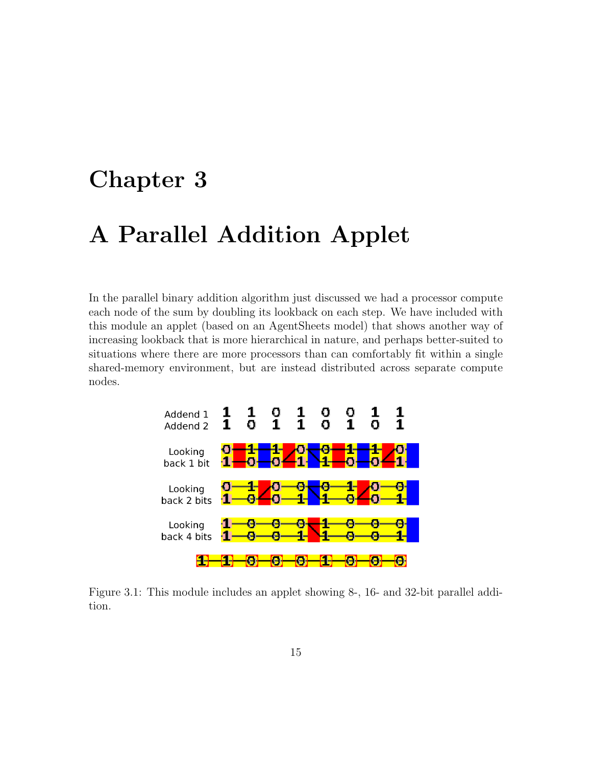# Chapter 3

# A Parallel Addition Applet

In the parallel binary addition algorithm just discussed we had a processor compute each node of the sum by doubling its lookback on each step. We have included with this module an applet (based on an AgentSheets model) that shows another way of increasing lookback that is more hierarchical in nature, and perhaps better-suited to situations where there are more processors than can comfortably fit within a single shared-memory environment, but are instead distributed across separate compute nodes.

Figure 3.1: This module includes an applet showing 8-, 16- and 32-bit parallel addition.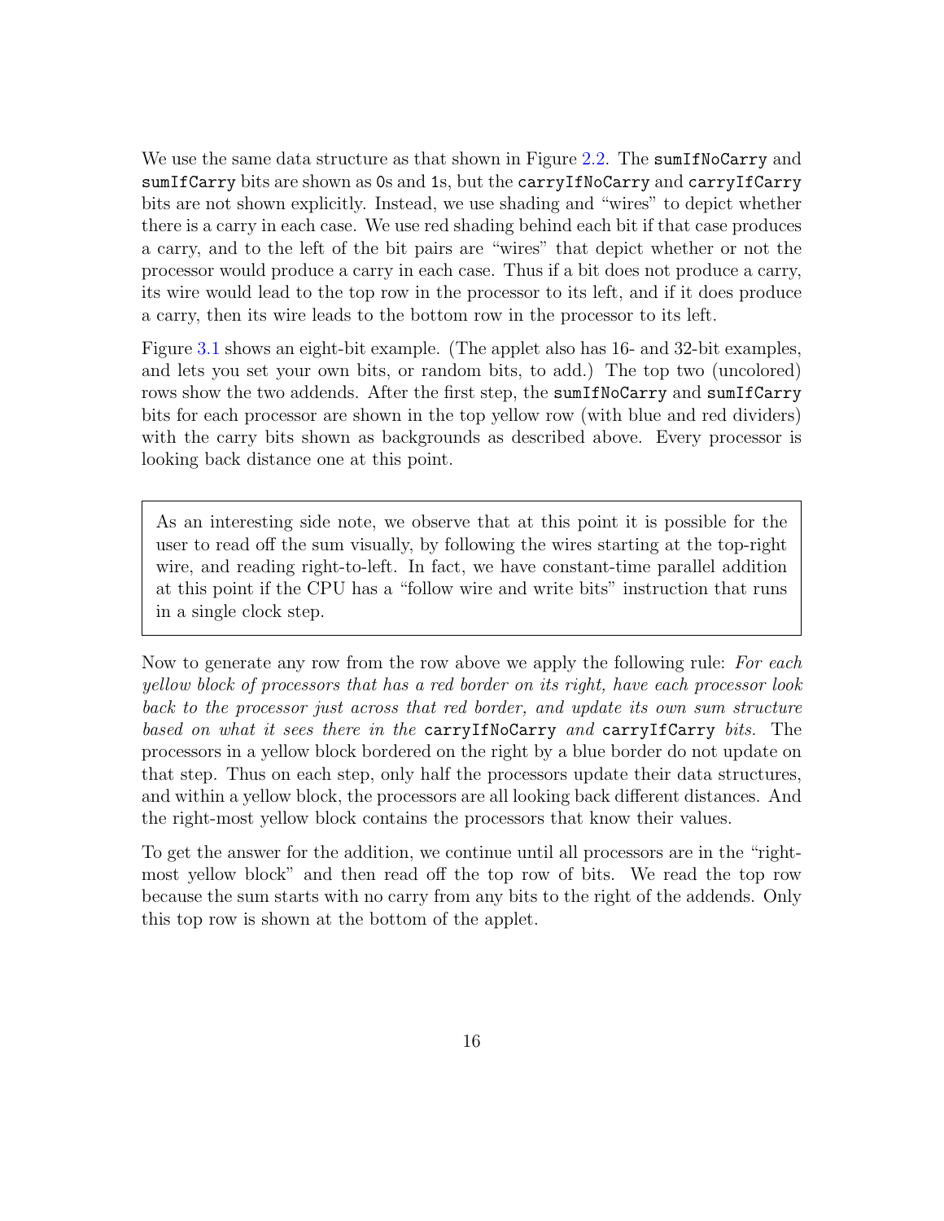We use the same data structure as that shown in Figure 2.2. The `sumIfNoCarry` and `sumIfCarry` bits are shown as 0s and 1s, but the `carryIfNoCarry` and `carryIfCarry` bits are not shown explicitly. Instead, we use shading and "wires" to depict whether there is a carry in each case. We use red shading behind each bit if that case produces a carry, and to the left of the bit pairs are "wires" that depict whether or not the processor would produce a carry in each case. Thus if a bit does not produce a carry, its wire would lead to the top row in the processor to its left, and if it does produce a carry, then its wire leads to the bottom row in the processor to its left.

Figure 3.1 shows an eight-bit example. (The applet also has 16- and 32-bit examples, and lets you set your own bits, or random bits, to add.) The top two (uncolored) rows show the two addends. After the first step, the `sumIfNoCarry` and `sumIfCarry` bits for each processor are shown in the top yellow row (with blue and red dividers) with the carry bits shown as backgrounds as described above. Every processor is looking back distance one at this point.

> As an interesting side note, we observe that at this point it is possible for the user to read off the sum visually, by following the wires starting at the top-right wire, and reading right-to-left. In fact, we have constant-time parallel addition at this point if the CPU has a "follow wire and write bits" instruction that runs in a single clock step.

Now to generate any row from the row above we apply the following rule: *For each yellow block of processors that has a red border on its right, have each processor look back to the processor just across that red border, and update its own sum structure based on what it sees there in the* `carryIfNoCarry` *and* `carryIfCarry` *bits.* The processors in a yellow block bordered on the right by a blue border do not update on that step. Thus on each step, only half the processors update their data structures, and within a yellow block, the processors are all looking back different distances. And the right-most yellow block contains the processors that know their values.

To get the answer for the addition, we continue until all processors are in the "right-most yellow block" and then read off the top row of bits. We read the top row because the sum starts with no carry from any bits to the right of the addends. Only this top row is shown at the bottom of the applet.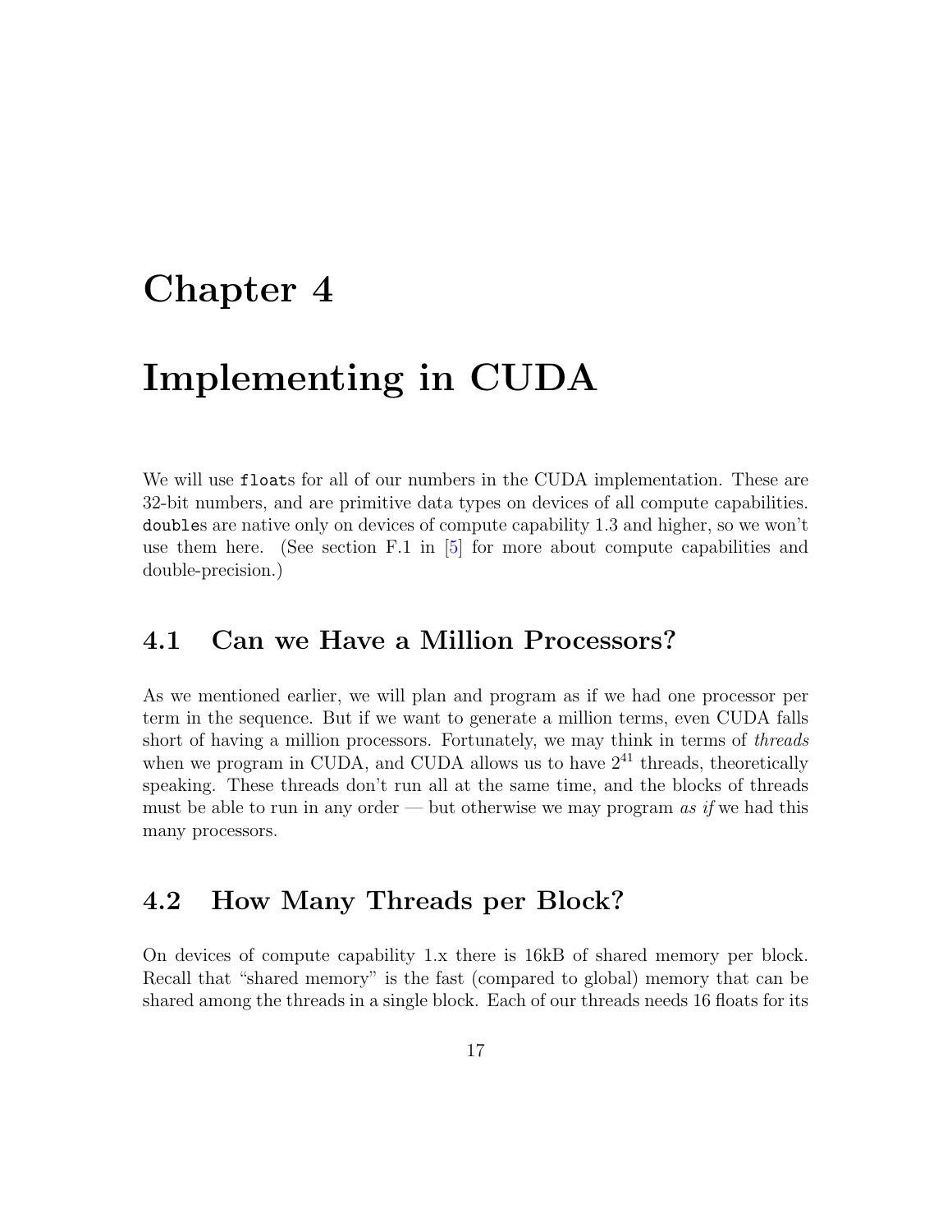# Chapter 4

# Implementing in CUDA

We will use `float`s for all of our numbers in the CUDA implementation. These are 32-bit numbers, and are primitive data types on devices of all compute capabilities. `double`s are native only on devices of compute capability 1.3 and higher, so we won't use them here. (See section F.1 in [5] for more about compute capabilities and double-precision.)

## 4.1 Can we Have a Million Processors?

As we mentioned earlier, we will plan and program as if we had one processor per term in the sequence. But if we want to generate a million terms, even CUDA falls short of having a million processors. Fortunately, we may think in terms of *threads* when we program in CUDA, and CUDA allows us to have $2^{41}$ threads, theoretically speaking. These threads don't run all at the same time, and the blocks of threads must be able to run in any order — but otherwise we may program *as if* we had this many processors.

## 4.2 How Many Threads per Block?

On devices of compute capability 1.x there is 16kB of shared memory per block. Recall that "shared memory" is the fast (compared to global) memory that can be shared among the threads in a single block. Each of our threads needs 16 floats for its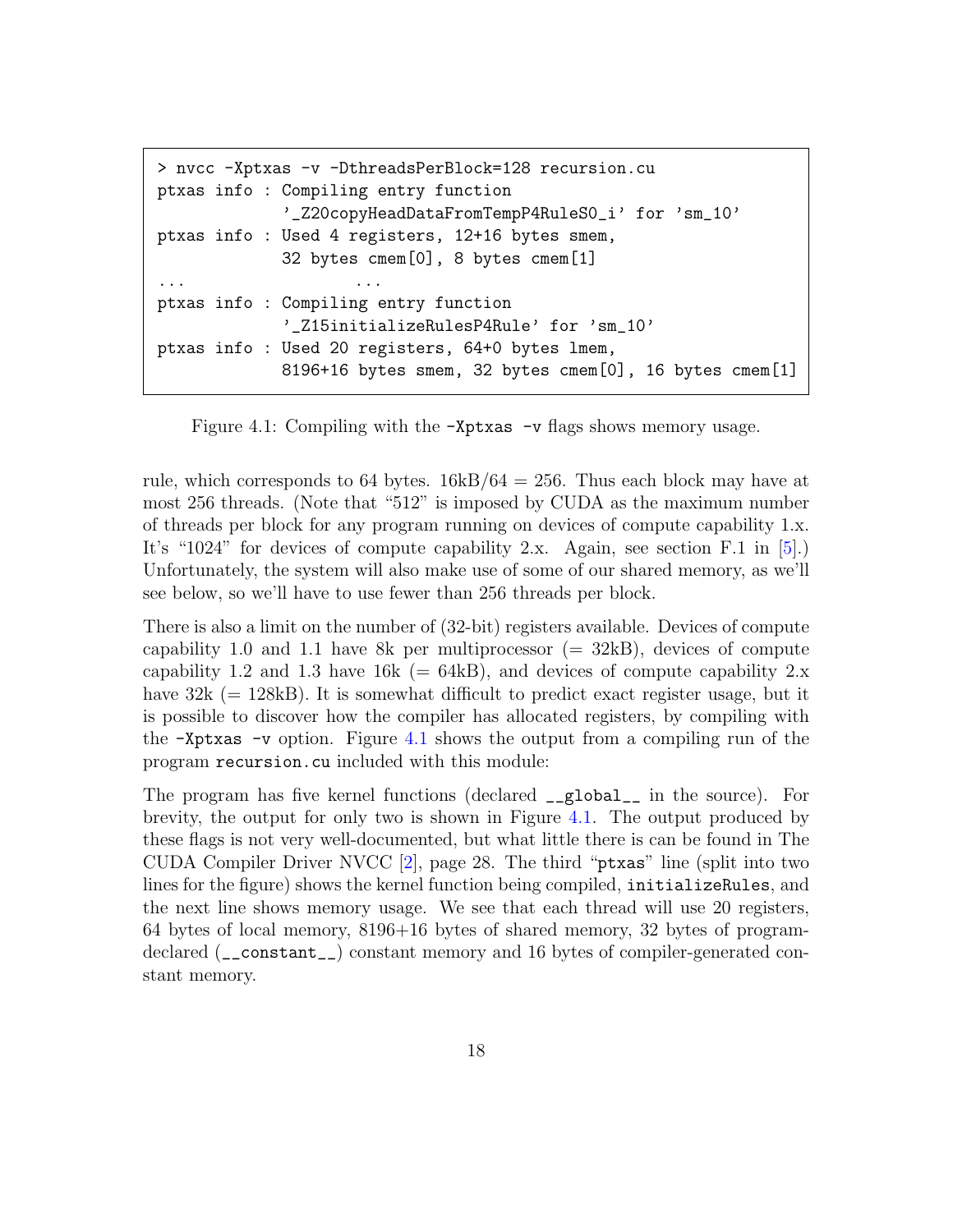```
> nvcc -Xptxas -v -DthreadsPerBlock=128 recursion.cu
ptxas info : Compiling entry function
             '_Z20copyHeadDataFromTempP4RuleS0_i' for 'sm_10'
ptxas info : Used 4 registers, 12+16 bytes smem,
             32 bytes cmem[0], 8 bytes cmem[1]
...                   ...
ptxas info : Compiling entry function
             '_Z15initializeRulesP4Rule' for 'sm_10'
ptxas info : Used 20 registers, 64+0 bytes lmem,
             8196+16 bytes smem, 32 bytes cmem[0], 16 bytes cmem[1]
```

Figure 4.1: Compiling with the `-Xptxas -v` flags shows memory usage.

rule, which corresponds to 64 bytes. 16kB/64 = 256. Thus each block may have at most 256 threads. (Note that "512" is imposed by CUDA as the maximum number of threads per block for any program running on devices of compute capability 1.x. It's "1024" for devices of compute capability 2.x. Again, see section F.1 in [5].) Unfortunately, the system will also make use of some of our shared memory, as we'll see below, so we'll have to use fewer than 256 threads per block.

There is also a limit on the number of (32-bit) registers available. Devices of compute capability 1.0 and 1.1 have 8k per multiprocessor (= 32kB), devices of compute capability 1.2 and 1.3 have 16k (= 64kB), and devices of compute capability 2.x have 32k (= 128kB). It is somewhat difficult to predict exact register usage, but it is possible to discover how the compiler has allocated registers, by compiling with the `-Xptxas -v` option. Figure 4.1 shows the output from a compiling run of the program `recursion.cu` included with this module:

The program has five kernel functions (declared `__global__` in the source). For brevity, the output for only two is shown in Figure 4.1. The output produced by these flags is not very well-documented, but what little there is can be found in The CUDA Compiler Driver NVCC [2], page 28. The third "`ptxas`" line (split into two lines for the figure) shows the kernel function being compiled, `initializeRules`, and the next line shows memory usage. We see that each thread will use 20 registers, 64 bytes of local memory, 8196+16 bytes of shared memory, 32 bytes of program-declared (`__constant__`) constant memory and 16 bytes of compiler-generated constant memory.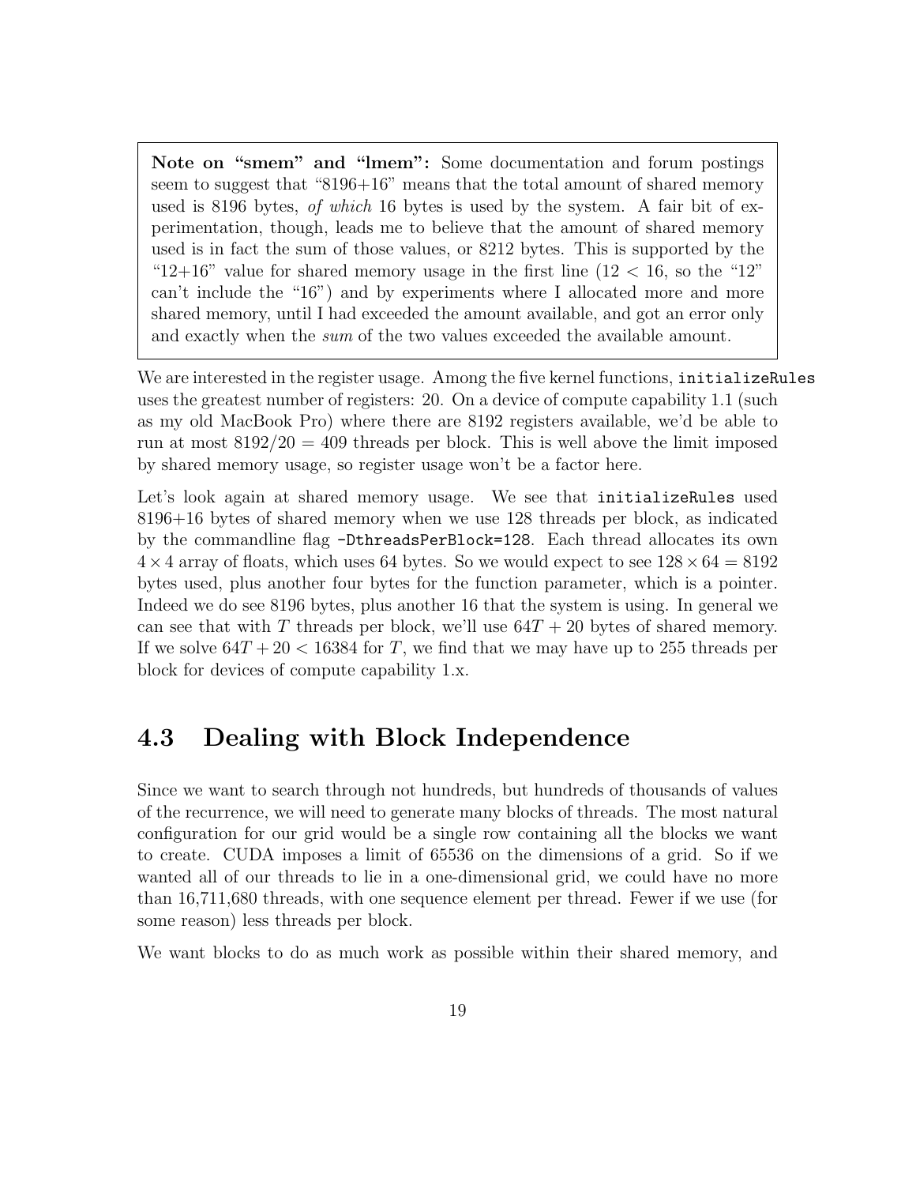> **Note on "smem" and "lmem":** Some documentation and forum postings seem to suggest that "8196+16" means that the total amount of shared memory used is 8196 bytes, *of which* 16 bytes is used by the system. A fair bit of experimentation, though, leads me to believe that the amount of shared memory used is in fact the sum of those values, or 8212 bytes. This is supported by the "12+16" value for shared memory usage in the first line ($12 < 16$, so the "12" can't include the "16") and by experiments where I allocated more and more shared memory, until I had exceeded the amount available, and got an error only and exactly when the *sum* of the two values exceeded the available amount.

We are interested in the register usage. Among the five kernel functions, `initializeRules` uses the greatest number of registers: 20. On a device of compute capability 1.1 (such as my old MacBook Pro) where there are 8192 registers available, we'd be able to run at most $8192/20 = 409$ threads per block. This is well above the limit imposed by shared memory usage, so register usage won't be a factor here.

Let's look again at shared memory usage. We see that `initializeRules` used 8196+16 bytes of shared memory when we use 128 threads per block, as indicated by the commandline flag `-DthreadsPerBlock=128`. Each thread allocates its own $4 \times 4$ array of floats, which uses 64 bytes. So we would expect to see $128 \times 64 = 8192$ bytes used, plus another four bytes for the function parameter, which is a pointer. Indeed we do see 8196 bytes, plus another 16 that the system is using. In general we can see that with $T$ threads per block, we'll use $64T + 20$ bytes of shared memory. If we solve $64T + 20 < 16384$ for $T$, we find that we may have up to 255 threads per block for devices of compute capability 1.x.

## 4.3 Dealing with Block Independence

Since we want to search through not hundreds, but hundreds of thousands of values of the recurrence, we will need to generate many blocks of threads. The most natural configuration for our grid would be a single row containing all the blocks we want to create. CUDA imposes a limit of 65536 on the dimensions of a grid. So if we wanted all of our threads to lie in a one-dimensional grid, we could have no more than 16,711,680 threads, with one sequence element per thread. Fewer if we use (for some reason) less threads per block.

We want blocks to do as much work as possible within their shared memory, and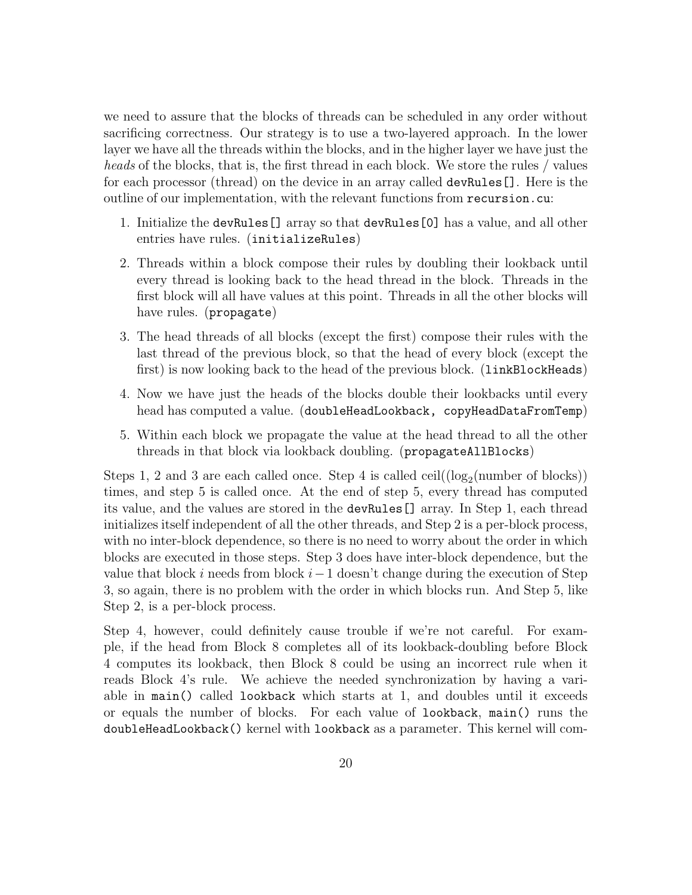we need to assure that the blocks of threads can be scheduled in any order without sacrificing correctness. Our strategy is to use a two-layered approach. In the lower layer we have all the threads within the blocks, and in the higher layer we have just the *heads* of the blocks, that is, the first thread in each block. We store the rules / values for each processor (thread) on the device in an array called `devRules[]`. Here is the outline of our implementation, with the relevant functions from `recursion.cu`:

1. Initialize the `devRules[]` array so that `devRules[0]` has a value, and all other entries have rules. (`initializeRules`)
2. Threads within a block compose their rules by doubling their lookback until every thread is looking back to the head thread in the block. Threads in the first block will all have values at this point. Threads in all the other blocks will have rules. (`propagate`)
3. The head threads of all blocks (except the first) compose their rules with the last thread of the previous block, so that the head of every block (except the first) is now looking back to the head of the previous block. (`linkBlockHeads`)
4. Now we have just the heads of the blocks double their lookbacks until every head has computed a value. (`doubleHeadLookback, copyHeadDataFromTemp`)
5. Within each block we propagate the value at the head thread to all the other threads in that block via lookback doubling. (`propagateAllBlocks`)

Steps 1, 2 and 3 are each called once. Step 4 is called ceil($(\log_2$(number of blocks)) times, and step 5 is called once. At the end of step 5, every thread has computed its value, and the values are stored in the `devRules[]` array. In Step 1, each thread initializes itself independent of all the other threads, and Step 2 is a per-block process, with no inter-block dependence, so there is no need to worry about the order in which blocks are executed in those steps. Step 3 does have inter-block dependence, but the value that block $i$ needs from block $i-1$ doesn't change during the execution of Step 3, so again, there is no problem with the order in which blocks run. And Step 5, like Step 2, is a per-block process.

Step 4, however, could definitely cause trouble if we're not careful. For example, if the head from Block 8 completes all of its lookback-doubling before Block 4 computes its lookback, then Block 8 could be using an incorrect rule when it reads Block 4's rule. We achieve the needed synchronization by having a variable in `main()` called `lookback` which starts at 1, and doubles until it exceeds or equals the number of blocks. For each value of `lookback`, `main()` runs the `doubleHeadLookback()` kernel with `lookback` as a parameter. This kernel will com-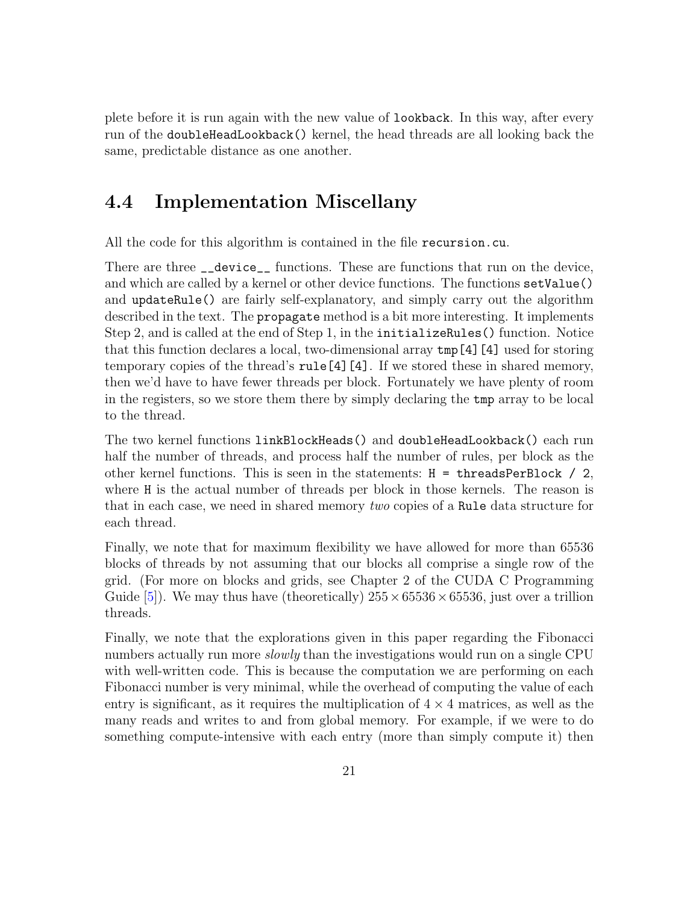plete before it is run again with the new value of `lookback`. In this way, after every run of the `doubleHeadLookback()` kernel, the head threads are all looking back the same, predictable distance as one another.

## 4.4 Implementation Miscellany

All the code for this algorithm is contained in the file `recursion.cu`.

There are three `__device__` functions. These are functions that run on the device, and which are called by a kernel or other device functions. The functions `setValue()` and `updateRule()` are fairly self-explanatory, and simply carry out the algorithm described in the text. The `propagate` method is a bit more interesting. It implements Step 2, and is called at the end of Step 1, in the `initializeRules()` function. Notice that this function declares a local, two-dimensional array `tmp[4][4]` used for storing temporary copies of the thread's `rule[4][4]`. If we stored these in shared memory, then we'd have to have fewer threads per block. Fortunately we have plenty of room in the registers, so we store them there by simply declaring the `tmp` array to be local to the thread.

The two kernel functions `linkBlockHeads()` and `doubleHeadLookback()` each run half the number of threads, and process half the number of rules, per block as the other kernel functions. This is seen in the statements: `H = threadsPerBlock / 2`, where `H` is the actual number of threads per block in those kernels. The reason is that in each case, we need in shared memory *two* copies of a `Rule` data structure for each thread.

Finally, we note that for maximum flexibility we have allowed for more than 65536 blocks of threads by not assuming that our blocks all comprise a single row of the grid. (For more on blocks and grids, see Chapter 2 of the CUDA C Programming Guide [5]). We may thus have (theoretically) $255 \times 65536 \times 65536$, just over a trillion threads.

Finally, we note that the explorations given in this paper regarding the Fibonacci numbers actually run more *slowly* than the investigations would run on a single CPU with well-written code. This is because the computation we are performing on each Fibonacci number is very minimal, while the overhead of computing the value of each entry is significant, as it requires the multiplication of $4 \times 4$ matrices, as well as the many reads and writes to and from global memory. For example, if we were to do something compute-intensive with each entry (more than simply compute it) then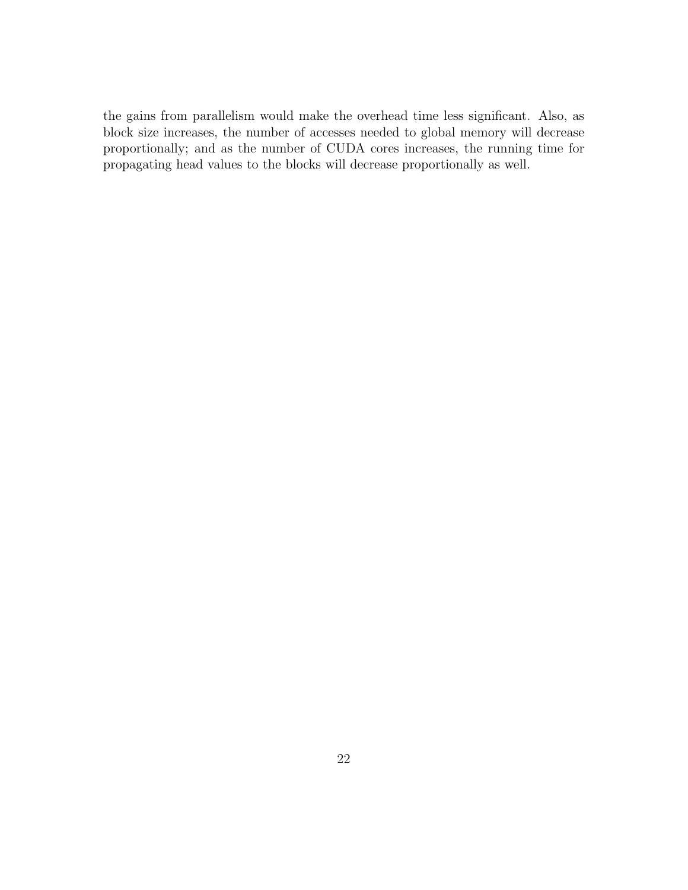the gains from parallelism would make the overhead time less significant. Also, as block size increases, the number of accesses needed to global memory will decrease proportionally; and as the number of CUDA cores increases, the running time for propagating head values to the blocks will decrease proportionally as well.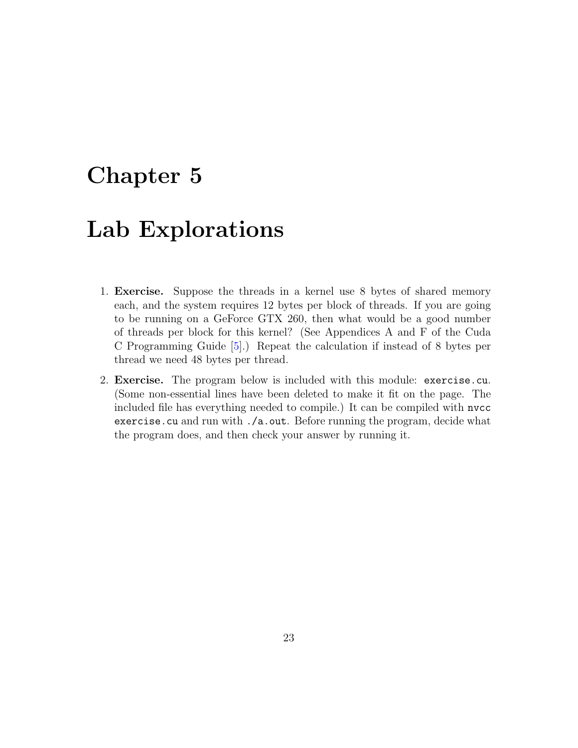# Chapter 5

# Lab Explorations

1. **Exercise.** Suppose the threads in a kernel use 8 bytes of shared memory each, and the system requires 12 bytes per block of threads. If you are going to be running on a GeForce GTX 260, then what would be a good number of threads per block for this kernel? (See Appendices A and F of the Cuda C Programming Guide [5].) Repeat the calculation if instead of 8 bytes per thread we need 48 bytes per thread.

2. **Exercise.** The program below is included with this module: `exercise.cu`. (Some non-essential lines have been deleted to make it fit on the page. The included file has everything needed to compile.) It can be compiled with `nvcc exercise.cu` and run with `./a.out`. Before running the program, decide what the program does, and then check your answer by running it.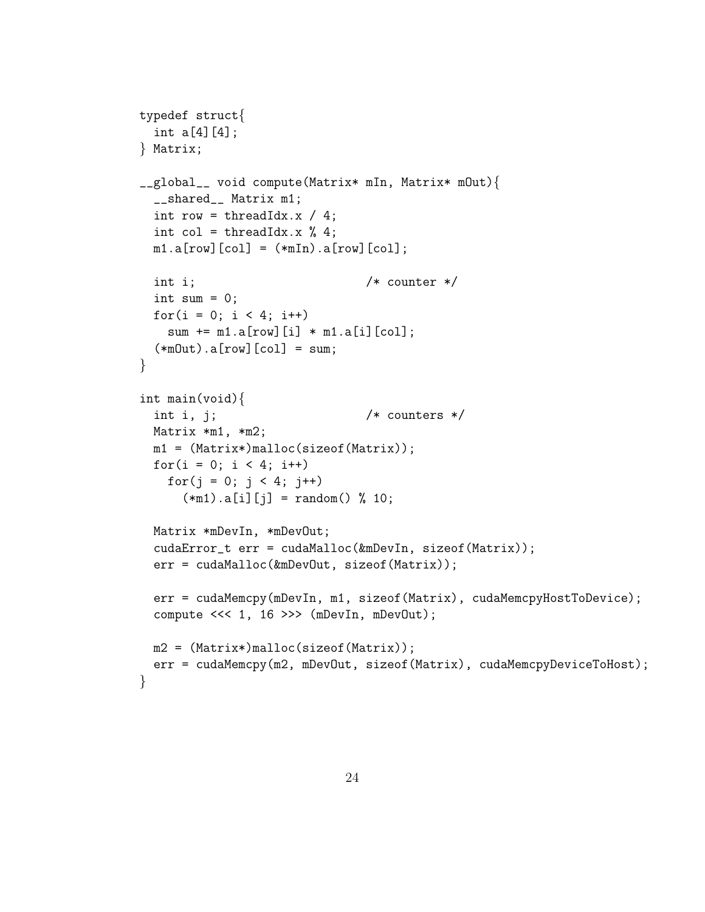```
typedef struct{
  int a[4][4];
} Matrix;

__global__ void compute(Matrix* mIn, Matrix* mOut){
  __shared__ Matrix m1;
  int row = threadIdx.x / 4;
  int col = threadIdx.x % 4;
  m1.a[row][col] = (*mIn).a[row][col];

  int i;                        /* counter */
  int sum = 0;
  for(i = 0; i < 4; i++)
    sum += m1.a[row][i] * m1.a[i][col];
  (*mOut).a[row][col] = sum;
}

int main(void){
  int i, j;                     /* counters */
  Matrix *m1, *m2;
  m1 = (Matrix*)malloc(sizeof(Matrix));
  for(i = 0; i < 4; i++)
    for(j = 0; j < 4; j++)
      (*m1).a[i][j] = random() % 10;

  Matrix *mDevIn, *mDevOut;
  cudaError_t err = cudaMalloc(&mDevIn, sizeof(Matrix));
  err = cudaMalloc(&mDevOut, sizeof(Matrix));

  err = cudaMemcpy(mDevIn, m1, sizeof(Matrix), cudaMemcpyHostToDevice);
  compute <<< 1, 16 >>> (mDevIn, mDevOut);

  m2 = (Matrix*)malloc(sizeof(Matrix));
  err = cudaMemcpy(m2, mDevOut, sizeof(Matrix), cudaMemcpyDeviceToHost);
}
```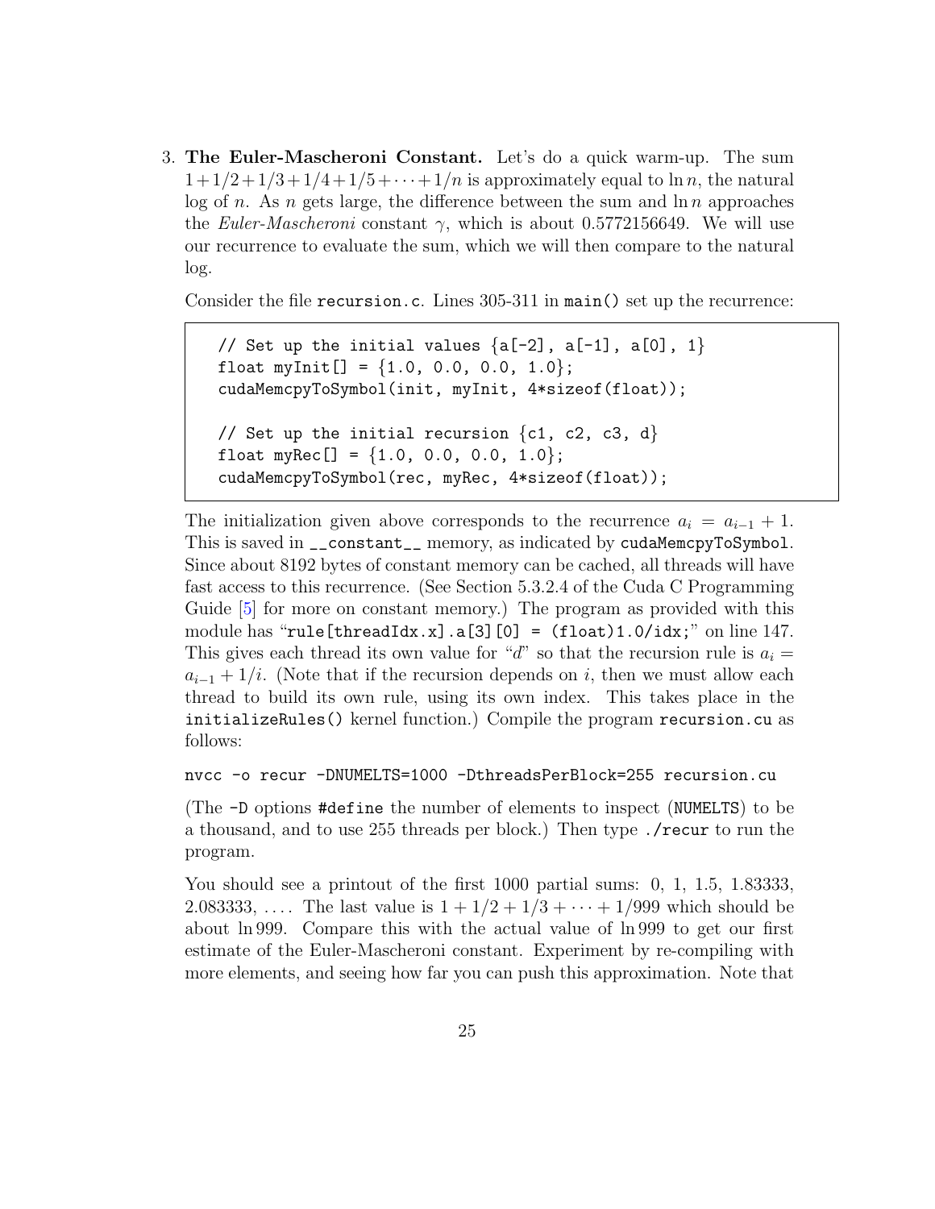3. **The Euler-Mascheroni Constant.** Let's do a quick warm-up. The sum $1+1/2+1/3+1/4+1/5+\cdots+1/n$ is approximately equal to $\ln n$, the natural log of $n$. As $n$ gets large, the difference between the sum and $\ln n$ approaches the *Euler-Mascheroni* constant $\gamma$, which is about 0.5772156649. We will use our recurrence to evaluate the sum, which we will then compare to the natural log.

   Consider the file `recursion.c`. Lines 305-311 in `main()` set up the recurrence:

   ```
   // Set up the initial values {a[-2], a[-1], a[0], 1}
   float myInit[] = {1.0, 0.0, 0.0, 1.0};
   cudaMemcpyToSymbol(init, myInit, 4*sizeof(float));

   // Set up the initial recursion {c1, c2, c3, d}
   float myRec[] = {1.0, 0.0, 0.0, 1.0};
   cudaMemcpyToSymbol(rec, myRec, 4*sizeof(float));
   ```

   The initialization given above corresponds to the recurrence $a_i = a_{i-1} + 1$. This is saved in `__constant__` memory, as indicated by `cudaMemcpyToSymbol`. Since about 8192 bytes of constant memory can be cached, all threads will have fast access to this recurrence. (See Section 5.3.2.4 of the Cuda C Programming Guide [5] for more on constant memory.) The program as provided with this module has "`rule[threadIdx.x].a[3][0] = (float)1.0/idx;`" on line 147. This gives each thread its own value for "$d$" so that the recursion rule is $a_i = a_{i-1} + 1/i$. (Note that if the recursion depends on $i$, then we must allow each thread to build its own rule, using its own index. This takes place in the `initializeRules()` kernel function.) Compile the program `recursion.cu` as follows:

   ```
   nvcc -o recur -DNUMELTS=1000 -DthreadsPerBlock=255 recursion.cu
   ```

   (The `-D` options `#define` the number of elements to inspect (`NUMELTS`) to be a thousand, and to use 255 threads per block.) Then type `./recur` to run the program.

   You should see a printout of the first 1000 partial sums: 0, 1, 1.5, 1.83333, 2.083333, .... The last value is $1 + 1/2 + 1/3 + \cdots + 1/999$ which should be about $\ln 999$. Compare this with the actual value of $\ln 999$ to get our first estimate of the Euler-Mascheroni constant. Experiment by re-compiling with more elements, and seeing how far you can push this approximation. Note that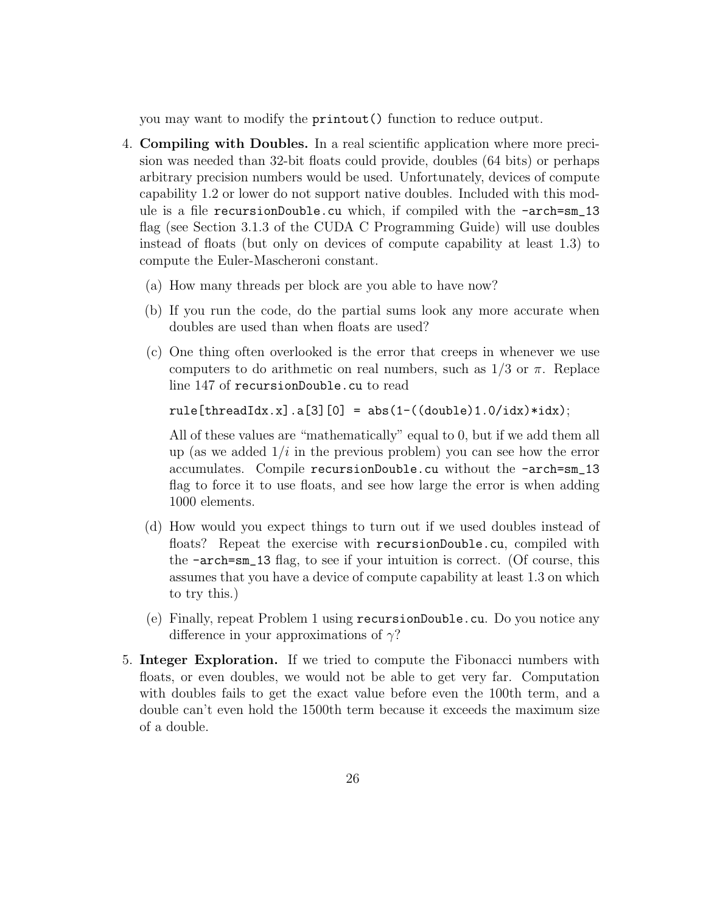you may want to modify the `printout()` function to reduce output.

4. **Compiling with Doubles.** In a real scientific application where more precision was needed than 32-bit floats could provide, doubles (64 bits) or perhaps arbitrary precision numbers would be used. Unfortunately, devices of compute capability 1.2 or lower do not support native doubles. Included with this module is a file `recursionDouble.cu` which, if compiled with the `-arch=sm_13` flag (see Section 3.1.3 of the CUDA C Programming Guide) will use doubles instead of floats (but only on devices of compute capability at least 1.3) to compute the Euler-Mascheroni constant.

   (a) How many threads per block are you able to have now?

   (b) If you run the code, do the partial sums look any more accurate when doubles are used than when floats are used?

   (c) One thing often overlooked is the error that creeps in whenever we use computers to do arithmetic on real numbers, such as $1/3$ or $\pi$. Replace line 147 of `recursionDouble.cu` to read

   ```
   rule[threadIdx.x].a[3][0] = abs(1-((double)1.0/idx)*idx);
   ```

   All of these values are "mathematically" equal to 0, but if we add them all up (as we added $1/i$ in the previous problem) you can see how the error accumulates. Compile `recursionDouble.cu` without the `-arch=sm_13` flag to force it to use floats, and see how large the error is when adding 1000 elements.

   (d) How would you expect things to turn out if we used doubles instead of floats? Repeat the exercise with `recursionDouble.cu`, compiled with the `-arch=sm_13` flag, to see if your intuition is correct. (Of course, this assumes that you have a device of compute capability at least 1.3 on which to try this.)

   (e) Finally, repeat Problem 1 using `recursionDouble.cu`. Do you notice any difference in your approximations of $\gamma$?

5. **Integer Exploration.** If we tried to compute the Fibonacci numbers with floats, or even doubles, we would not be able to get very far. Computation with doubles fails to get the exact value before even the 100th term, and a double can't even hold the 1500th term because it exceeds the maximum size of a double.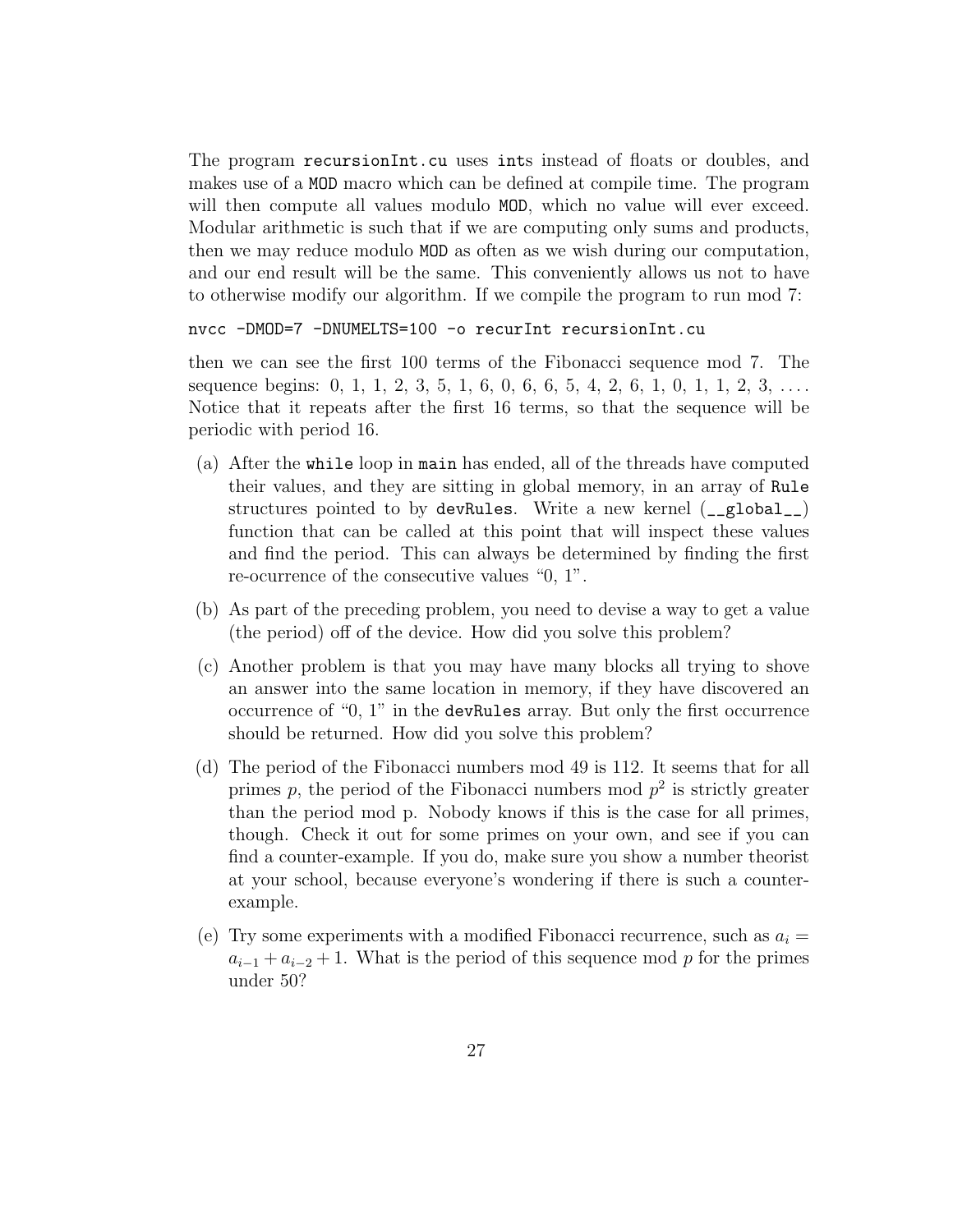The program `recursionInt.cu` uses `int`s instead of floats or doubles, and makes use of a `MOD` macro which can be defined at compile time. The program will then compute all values modulo `MOD`, which no value will ever exceed. Modular arithmetic is such that if we are computing only sums and products, then we may reduce modulo `MOD` as often as we wish during our computation, and our end result will be the same. This conveniently allows us not to have to otherwise modify our algorithm. If we compile the program to run mod 7:

```
nvcc -DMOD=7 -DNUMELTS=100 -o recurInt recursionInt.cu
```

then we can see the first 100 terms of the Fibonacci sequence mod 7. The sequence begins: 0, 1, 1, 2, 3, 5, 1, 6, 0, 6, 6, 5, 4, 2, 6, 1, 0, 1, 1, 2, 3, . . . . Notice that it repeats after the first 16 terms, so that the sequence will be periodic with period 16.

(a) After the `while` loop in `main` has ended, all of the threads have computed their values, and they are sitting in global memory, in an array of `Rule` structures pointed to by `devRules`. Write a new kernel (`__global__`) function that can be called at this point that will inspect these values and find the period. This can always be determined by finding the first re-ocurrence of the consecutive values "0, 1".

(b) As part of the preceding problem, you need to devise a way to get a value (the period) off of the device. How did you solve this problem?

(c) Another problem is that you may have many blocks all trying to shove an answer into the same location in memory, if they have discovered an occurrence of "0, 1" in the `devRules` array. But only the first occurrence should be returned. How did you solve this problem?

(d) The period of the Fibonacci numbers mod 49 is 112. It seems that for all primes $p$, the period of the Fibonacci numbers mod $p^2$ is strictly greater than the period mod p. Nobody knows if this is the case for all primes, though. Check it out for some primes on your own, and see if you can find a counter-example. If you do, make sure you show a number theorist at your school, because everyone's wondering if there is such a counter-example.

(e) Try some experiments with a modified Fibonacci recurrence, such as $a_i = a_{i-1} + a_{i-2} + 1$. What is the period of this sequence mod $p$ for the primes under 50?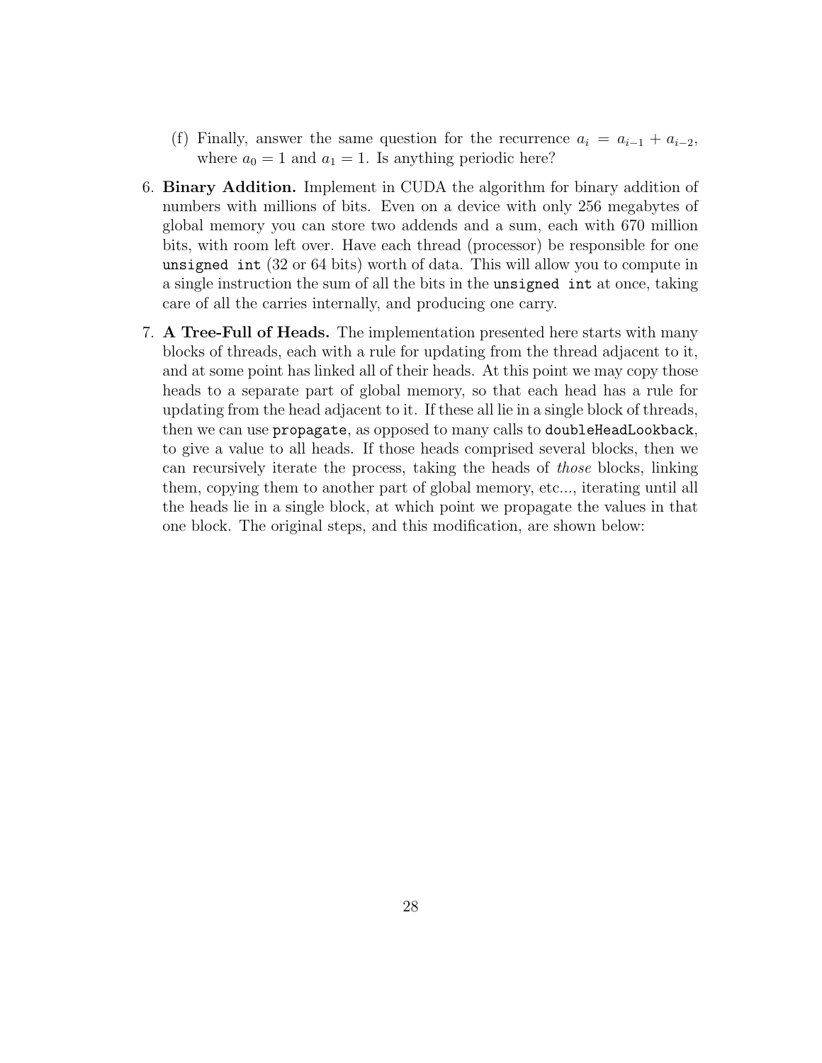(f) Finally, answer the same question for the recurrence $a_i = a_{i-1} + a_{i-2}$, where $a_0 = 1$ and $a_1 = 1$. Is anything periodic here?

6. **Binary Addition.** Implement in CUDA the algorithm for binary addition of numbers with millions of bits. Even on a device with only 256 megabytes of global memory you can store two addends and a sum, each with 670 million bits, with room left over. Have each thread (processor) be responsible for one `unsigned int` (32 or 64 bits) worth of data. This will allow you to compute in a single instruction the sum of all the bits in the `unsigned int` at once, taking care of all the carries internally, and producing one carry.

7. **A Tree-Full of Heads.** The implementation presented here starts with many blocks of threads, each with a rule for updating from the thread adjacent to it, and at some point has linked all of their heads. At this point we may copy those heads to a separate part of global memory, so that each head has a rule for updating from the head adjacent to it. If these all lie in a single block of threads, then we can use `propagate`, as opposed to many calls to `doubleHeadLookback`, to give a value to all heads. If those heads comprised several blocks, then we can recursively iterate the process, taking the heads of *those* blocks, linking them, copying them to another part of global memory, etc..., iterating until all the heads lie in a single block, at which point we propagate the values in that one block. The original steps, and this modification, are shown below: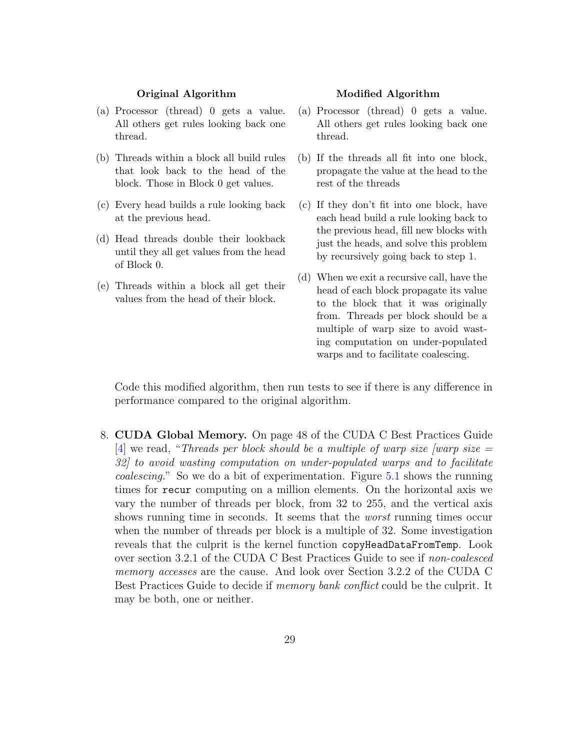**Original Algorithm**

(a) Processor (thread) 0 gets a value. All others get rules looking back one thread.

(b) Threads within a block all build rules that look back to the head of the block. Those in Block 0 get values.

(c) Every head builds a rule looking back at the previous head.

(d) Head threads double their lookback until they all get values from the head of Block 0.

(e) Threads within a block all get their values from the head of their block.

**Modified Algorithm**

(a) Processor (thread) 0 gets a value. All others get rules looking back one thread.

(b) If the threads all fit into one block, propagate the value at the head to the rest of the threads

(c) If they don't fit into one block, have each head build a rule looking back to the previous head, fill new blocks with just the heads, and solve this problem by recursively going back to step 1.

(d) When we exit a recursive call, have the head of each block propagate its value to the block that it was originally from. Threads per block should be a multiple of warp size to avoid wasting computation on under-populated warps and to facilitate coalescing.

Code this modified algorithm, then run tests to see if there is any difference in performance compared to the original algorithm.

8. **CUDA Global Memory.** On page 48 of the CUDA C Best Practices Guide [4] we read, "*Threads per block should be a multiple of warp size [warp size = 32] to avoid wasting computation on under-populated warps and to facilitate coalescing.*" So we do a bit of experimentation. Figure 5.1 shows the running times for `recur` computing on a million elements. On the horizontal axis we vary the number of threads per block, from 32 to 255, and the vertical axis shows running time in seconds. It seems that the *worst* running times occur when the number of threads per block is a multiple of 32. Some investigation reveals that the culprit is the kernel function `copyHeadDataFromTemp`. Look over section 3.2.1 of the CUDA C Best Practices Guide to see if *non-coalesced memory accesses* are the cause. And look over Section 3.2.2 of the CUDA C Best Practices Guide to decide if *memory bank conflict* could be the culprit. It may be both, one or neither.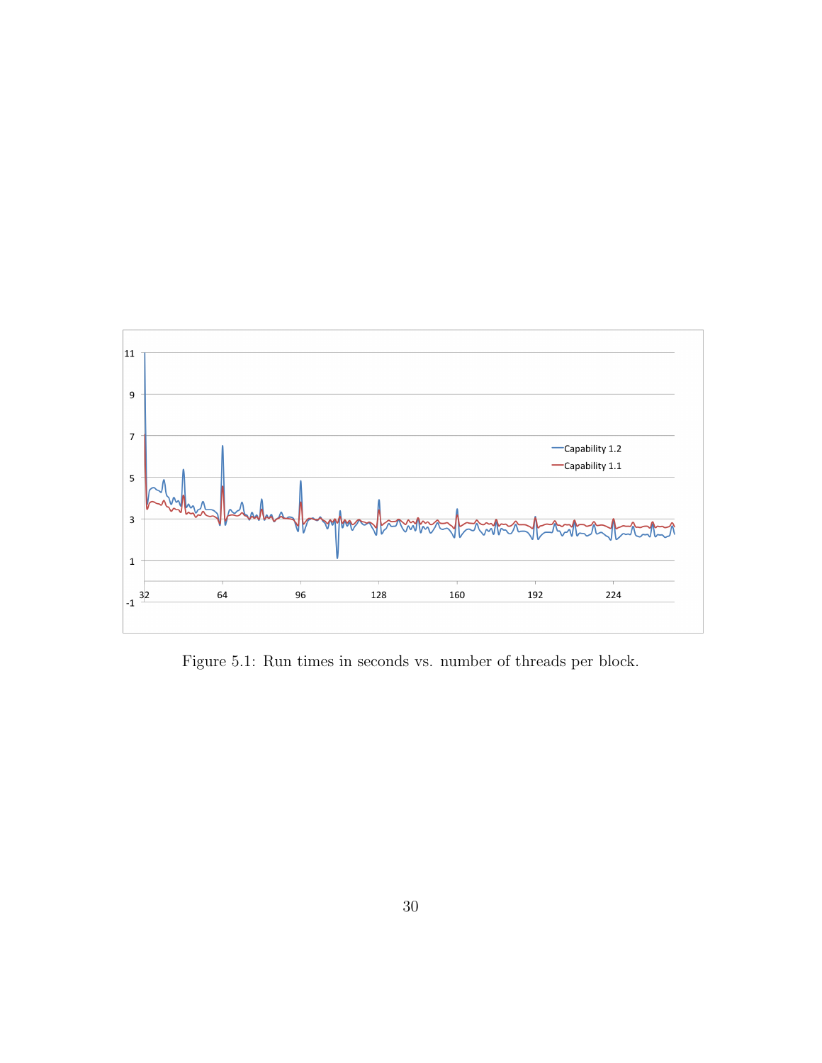Figure 5.1: Run times in seconds vs. number of threads per block.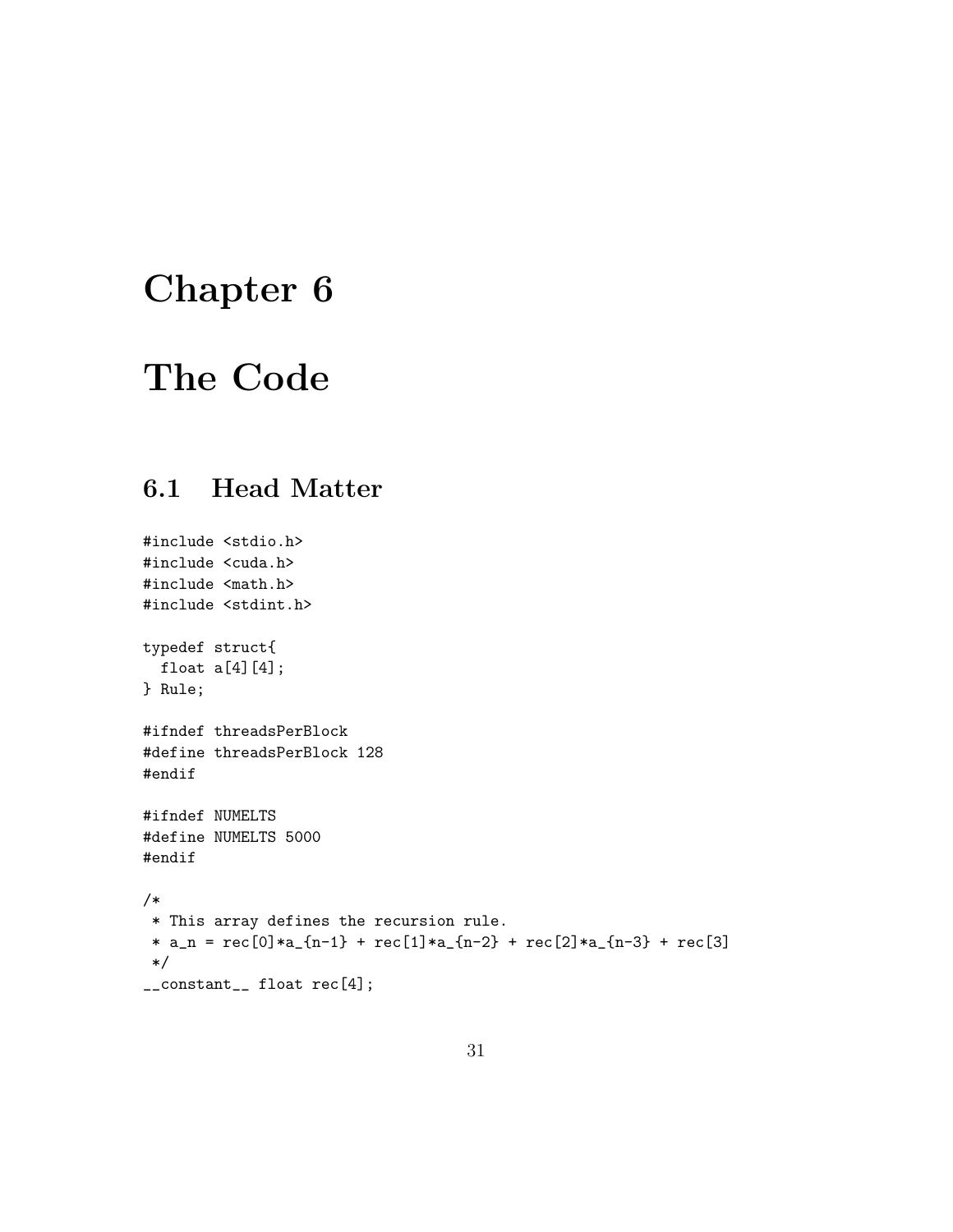# Chapter 6

# The Code

## 6.1 Head Matter

```
#include <stdio.h>
#include <cuda.h>
#include <math.h>
#include <stdint.h>

typedef struct{
  float a[4][4];
} Rule;

#ifndef threadsPerBlock
#define threadsPerBlock 128
#endif

#ifndef NUMELTS
#define NUMELTS 5000
#endif

/*
 * This array defines the recursion rule.
 * a_n = rec[0]*a_{n-1} + rec[1]*a_{n-2} + rec[2]*a_{n-3} + rec[3]
 */
__constant__ float rec[4];
```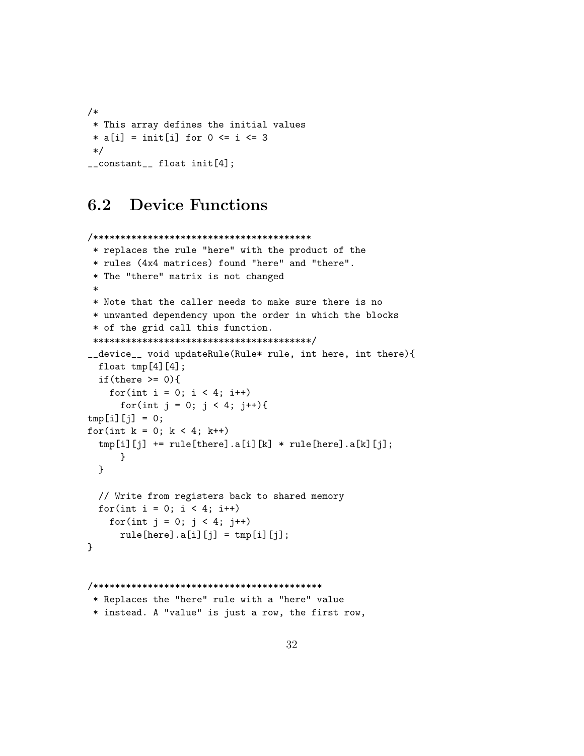```
/*
 * This array defines the initial values
 * a[i] = init[i] for 0 <= i <= 3
 */
__constant__ float init[4];
```

## 6.2 Device Functions

```
/****************************************
 * replaces the rule "here" with the product of the
 * rules (4x4 matrices) found "here" and "there".
 * The "there" matrix is not changed
 *
 * Note that the caller needs to make sure there is no
 * unwanted dependency upon the order in which the blocks
 * of the grid call this function.
 ****************************************/
__device__ void updateRule(Rule* rule, int here, int there){
  float tmp[4][4];
  if(there >= 0){
    for(int i = 0; i < 4; i++)
      for(int j = 0; j < 4; j++){
tmp[i][j] = 0;
for(int k = 0; k < 4; k++)
  tmp[i][j] += rule[there].a[i][k] * rule[here].a[k][j];
      }
  }

  // Write from registers back to shared memory
  for(int i = 0; i < 4; i++)
    for(int j = 0; j < 4; j++)
      rule[here].a[i][j] = tmp[i][j];
}


/*****************************************
 * Replaces the "here" rule with a "here" value
 * instead. A "value" is just a row, the first row,
```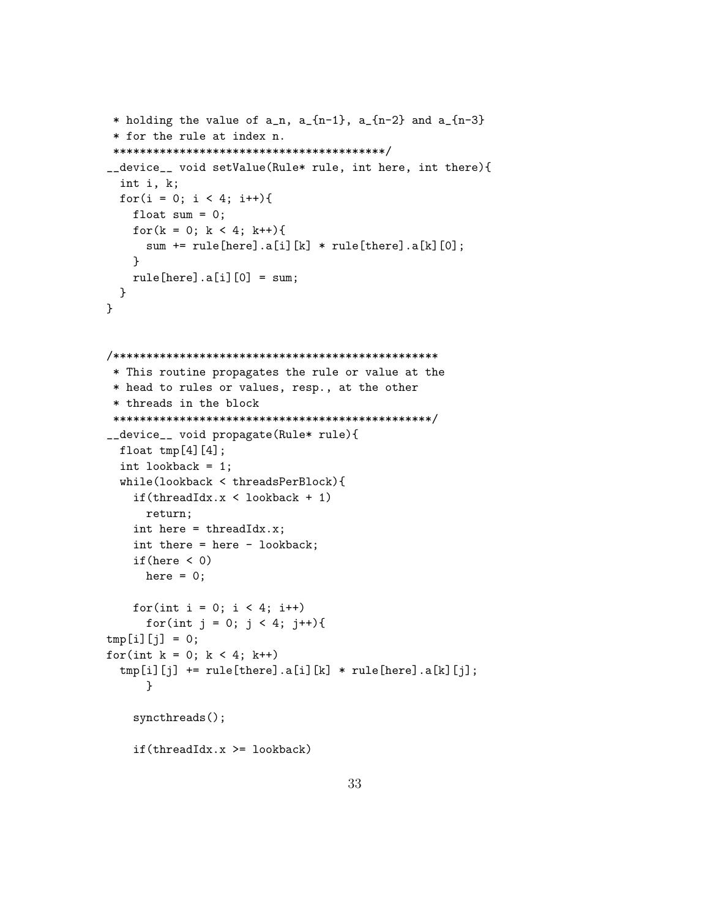```
 * holding the value of a_n, a_{n-1}, a_{n-2} and a_{n-3}
 * for the rule at index n.
 ****************************************/
__device__ void setValue(Rule* rule, int here, int there){
  int i, k;
  for(i = 0; i < 4; i++){
    float sum = 0;
    for(k = 0; k < 4; k++){
      sum += rule[here].a[i][k] * rule[there].a[k][0];
    }
    rule[here].a[i][0] = sum;
  }
}


/************************************************
 * This routine propagates the rule or value at the
 * head to rules or values, resp., at the other
 * threads in the block
 ***********************************************/
__device__ void propagate(Rule* rule){
  float tmp[4][4];
  int lookback = 1;
  while(lookback < threadsPerBlock){
    if(threadIdx.x < lookback + 1)
      return;
    int here = threadIdx.x;
    int there = here - lookback;
    if(here < 0)
      here = 0;

    for(int i = 0; i < 4; i++)
      for(int j = 0; j < 4; j++){
tmp[i][j] = 0;
for(int k = 0; k < 4; k++)
  tmp[i][j] += rule[there].a[i][k] * rule[here].a[k][j];
      }

    syncthreads();

    if(threadIdx.x >= lookback)
```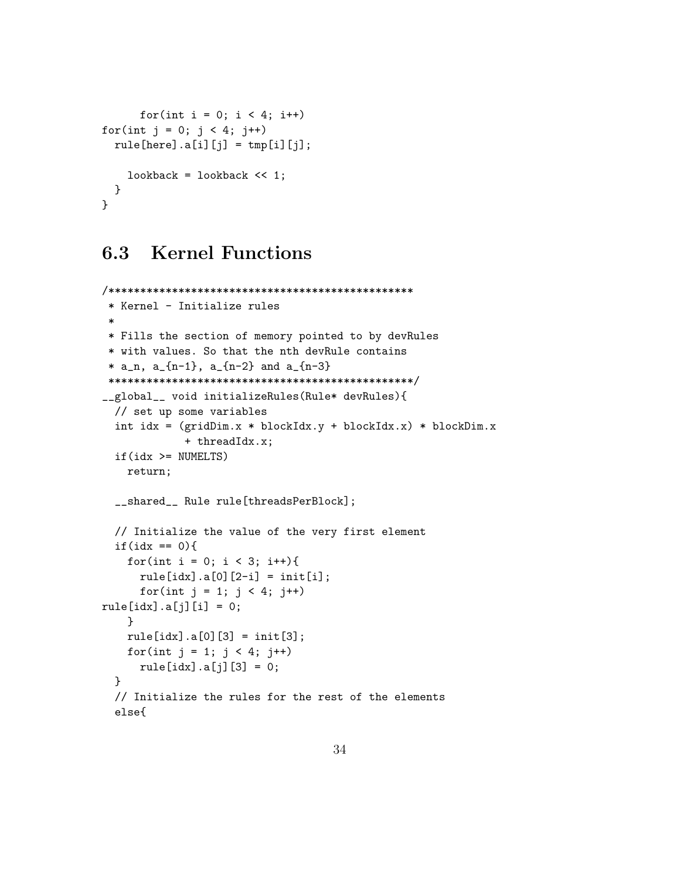```
      for(int i = 0; i < 4; i++)
for(int j = 0; j < 4; j++)
  rule[here].a[i][j] = tmp[i][j];

    lookback = lookback << 1;
  }
}
```

## 6.3 Kernel Functions

```
/************************************************
 * Kernel - Initialize rules
 *
 * Fills the section of memory pointed to by devRules
 * with values. So that the nth devRule contains
 * a_n, a_{n-1}, a_{n-2} and a_{n-3}
 ************************************************/
__global__ void initializeRules(Rule* devRules){
  // set up some variables
  int idx = (gridDim.x * blockIdx.y + blockIdx.x) * blockDim.x
            + threadIdx.x;
  if(idx >= NUMELTS)
    return;

  __shared__ Rule rule[threadsPerBlock];

  // Initialize the value of the very first element
  if(idx == 0){
    for(int i = 0; i < 3; i++){
      rule[idx].a[0][2-i] = init[i];
      for(int j = 1; j < 4; j++)
rule[idx].a[j][i] = 0;
    }
    rule[idx].a[0][3] = init[3];
    for(int j = 1; j < 4; j++)
      rule[idx].a[j][3] = 0;
  }
  // Initialize the rules for the rest of the elements
  else{
```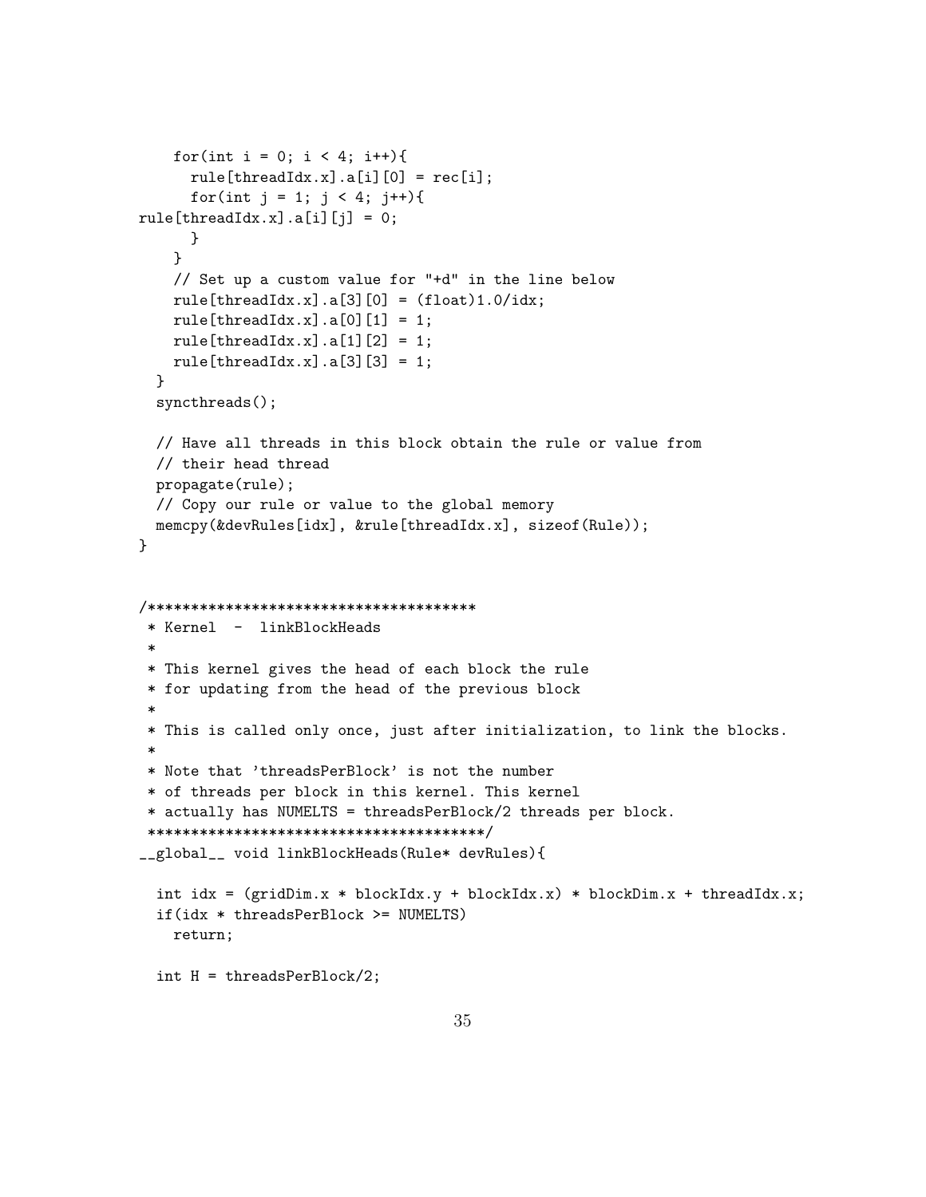```
    for(int i = 0; i < 4; i++){
      rule[threadIdx.x].a[i][0] = rec[i];
      for(int j = 1; j < 4; j++){
rule[threadIdx.x].a[i][j] = 0;
      }
    }
    // Set up a custom value for "+d" in the line below
    rule[threadIdx.x].a[3][0] = (float)1.0/idx;
    rule[threadIdx.x].a[0][1] = 1;
    rule[threadIdx.x].a[1][2] = 1;
    rule[threadIdx.x].a[3][3] = 1;
  }
  syncthreads();

  // Have all threads in this block obtain the rule or value from
  // their head thread
  propagate(rule);
  // Copy our rule or value to the global memory
  memcpy(&devRules[idx], &rule[threadIdx.x], sizeof(Rule));
}


/**************************************
 * Kernel  -  linkBlockHeads
 *
 * This kernel gives the head of each block the rule
 * for updating from the head of the previous block
 *
 * This is called only once, just after initialization, to link the blocks.
 *
 * Note that 'threadsPerBlock' is not the number
 * of threads per block in this kernel. This kernel
 * actually has NUMELTS = threadsPerBlock/2 threads per block.
 **************************************/
__global__ void linkBlockHeads(Rule* devRules){

  int idx = (gridDim.x * blockIdx.y + blockIdx.x) * blockDim.x + threadIdx.x;
  if(idx * threadsPerBlock >= NUMELTS)
    return;

  int H = threadsPerBlock/2;
```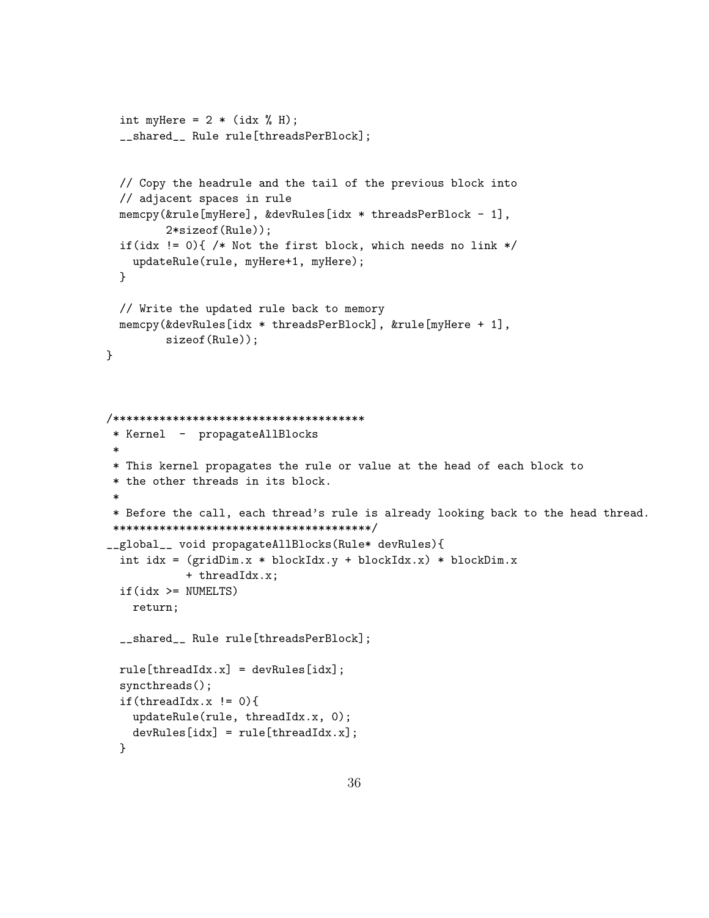```
  int myHere = 2 * (idx % H);
  __shared__ Rule rule[threadsPerBlock];


  // Copy the headrule and the tail of the previous block into
  // adjacent spaces in rule
  memcpy(&rule[myHere], &devRules[idx * threadsPerBlock - 1],
         2*sizeof(Rule));
  if(idx != 0){ /* Not the first block, which needs no link */
    updateRule(rule, myHere+1, myHere);
  }

  // Write the updated rule back to memory
  memcpy(&devRules[idx * threadsPerBlock], &rule[myHere + 1],
         sizeof(Rule));
}



/**************************************
 * Kernel  -  propagateAllBlocks
 *
 * This kernel propagates the rule or value at the head of each block to
 * the other threads in its block.
 *
 * Before the call, each thread's rule is already looking back to the head thread.
 **************************************/
__global__ void propagateAllBlocks(Rule* devRules){
  int idx = (gridDim.x * blockIdx.y + blockIdx.x) * blockDim.x
            + threadIdx.x;
  if(idx >= NUMELTS)
    return;

  __shared__ Rule rule[threadsPerBlock];

  rule[threadIdx.x] = devRules[idx];
  syncthreads();
  if(threadIdx.x != 0){
    updateRule(rule, threadIdx.x, 0);
    devRules[idx] = rule[threadIdx.x];
  }
```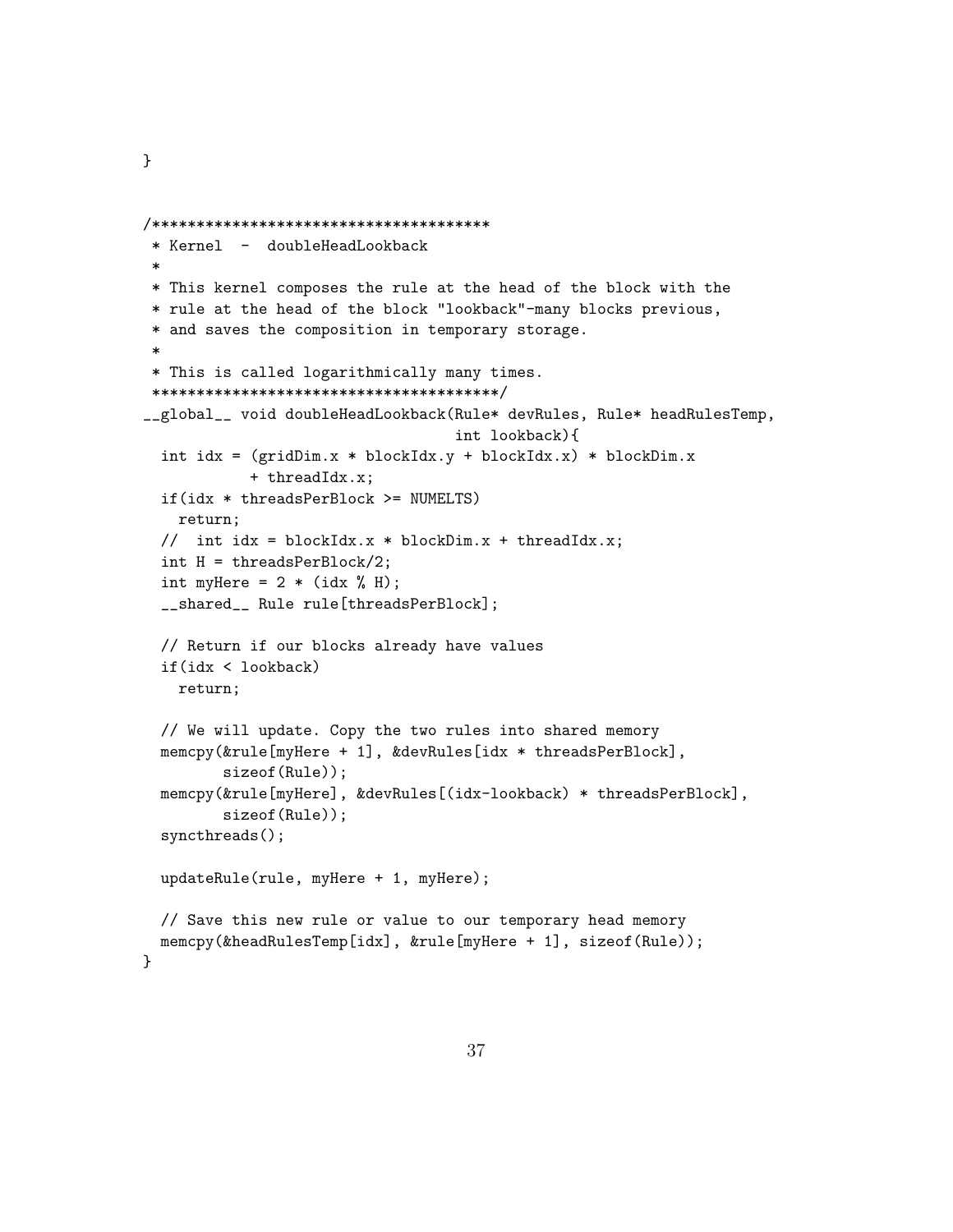```
}


/**************************************
 * Kernel  -  doubleHeadLookback
 *
 * This kernel composes the rule at the head of the block with the
 * rule at the head of the block "lookback"-many blocks previous,
 * and saves the composition in temporary storage.
 *
 * This is called logarithmically many times.
 ***************************************/
__global__ void doubleHeadLookback(Rule* devRules, Rule* headRulesTemp,
                                   int lookback){
  int idx = (gridDim.x * blockIdx.y + blockIdx.x) * blockDim.x
            + threadIdx.x;
  if(idx * threadsPerBlock >= NUMELTS)
    return;
  //  int idx = blockIdx.x * blockDim.x + threadIdx.x;
  int H = threadsPerBlock/2;
  int myHere = 2 * (idx % H);
  __shared__ Rule rule[threadsPerBlock];

  // Return if our blocks already have values
  if(idx < lookback)
    return;

  // We will update. Copy the two rules into shared memory
  memcpy(&rule[myHere + 1], &devRules[idx * threadsPerBlock],
         sizeof(Rule));
  memcpy(&rule[myHere], &devRules[(idx-lookback) * threadsPerBlock],
         sizeof(Rule));
  syncthreads();

  updateRule(rule, myHere + 1, myHere);

  // Save this new rule or value to our temporary head memory
  memcpy(&headRulesTemp[idx], &rule[myHere + 1], sizeof(Rule));
}
```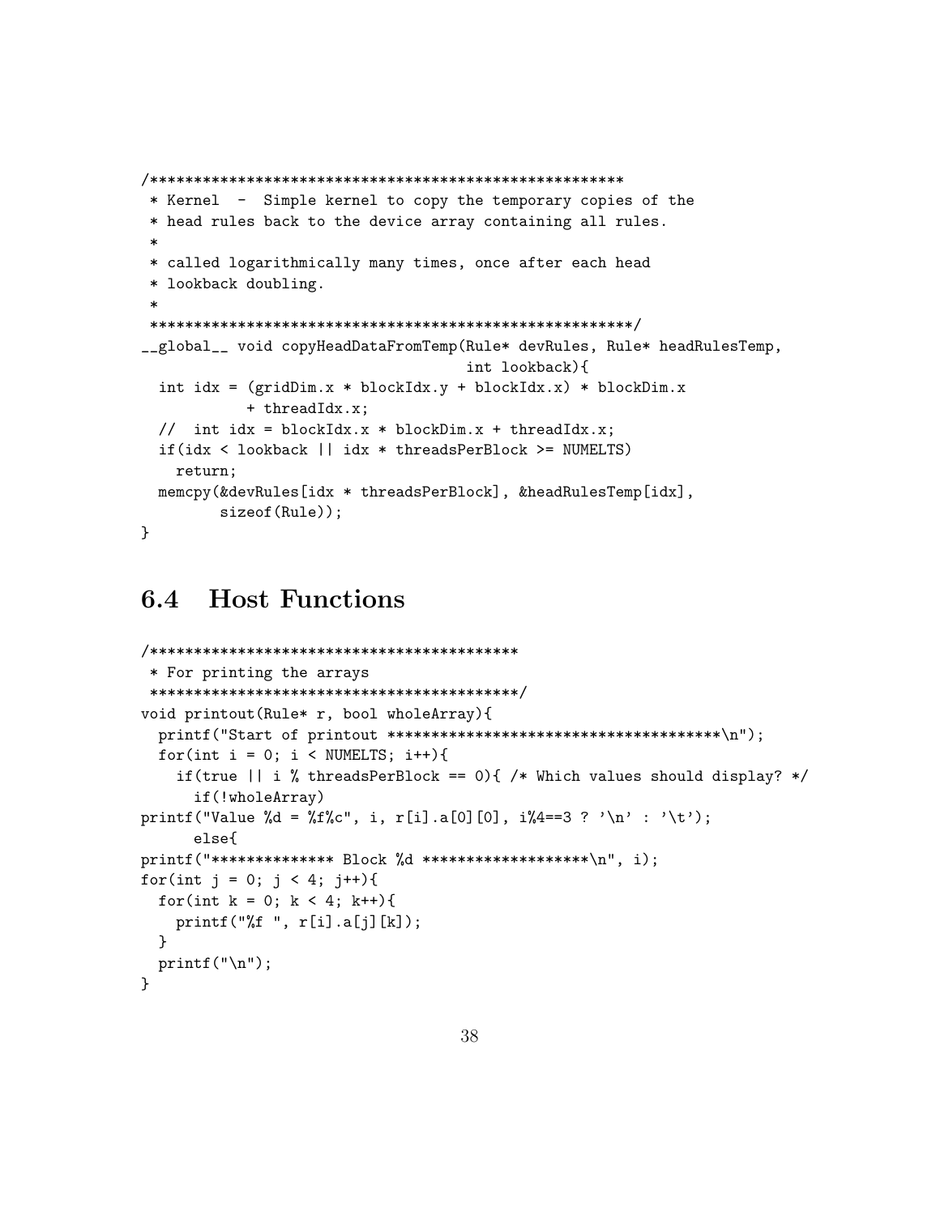```
/*****************************************************
 * Kernel  -  Simple kernel to copy the temporary copies of the
 * head rules back to the device array containing all rules.
 *
 * called logarithmically many times, once after each head
 * lookback doubling.
 *
 *****************************************************/
__global__ void copyHeadDataFromTemp(Rule* devRules, Rule* headRulesTemp,
                                     int lookback){
  int idx = (gridDim.x * blockIdx.y + blockIdx.x) * blockDim.x
            + threadIdx.x;
  //  int idx = blockIdx.x * blockDim.x + threadIdx.x;
  if(idx < lookback || idx * threadsPerBlock >= NUMELTS)
    return;
  memcpy(&devRules[idx * threadsPerBlock], &headRulesTemp[idx],
         sizeof(Rule));
}
```

## 6.4 Host Functions

```
/******************************************
 * For printing the arrays
 ******************************************/
void printout(Rule* r, bool wholeArray){
  printf("Start of printout ***************************************\n");
  for(int i = 0; i < NUMELTS; i++){
    if(true || i % threadsPerBlock == 0){ /* Which values should display? */
      if(!wholeArray)
printf("Value %d = %f%c", i, r[i].a[0][0], i%4==3 ? '\n' : '\t');
      else{
printf("************** Block %d *******************\n", i);
for(int j = 0; j < 4; j++){
  for(int k = 0; k < 4; k++){
    printf("%f ", r[i].a[j][k]);
  }
  printf("\n");
}
```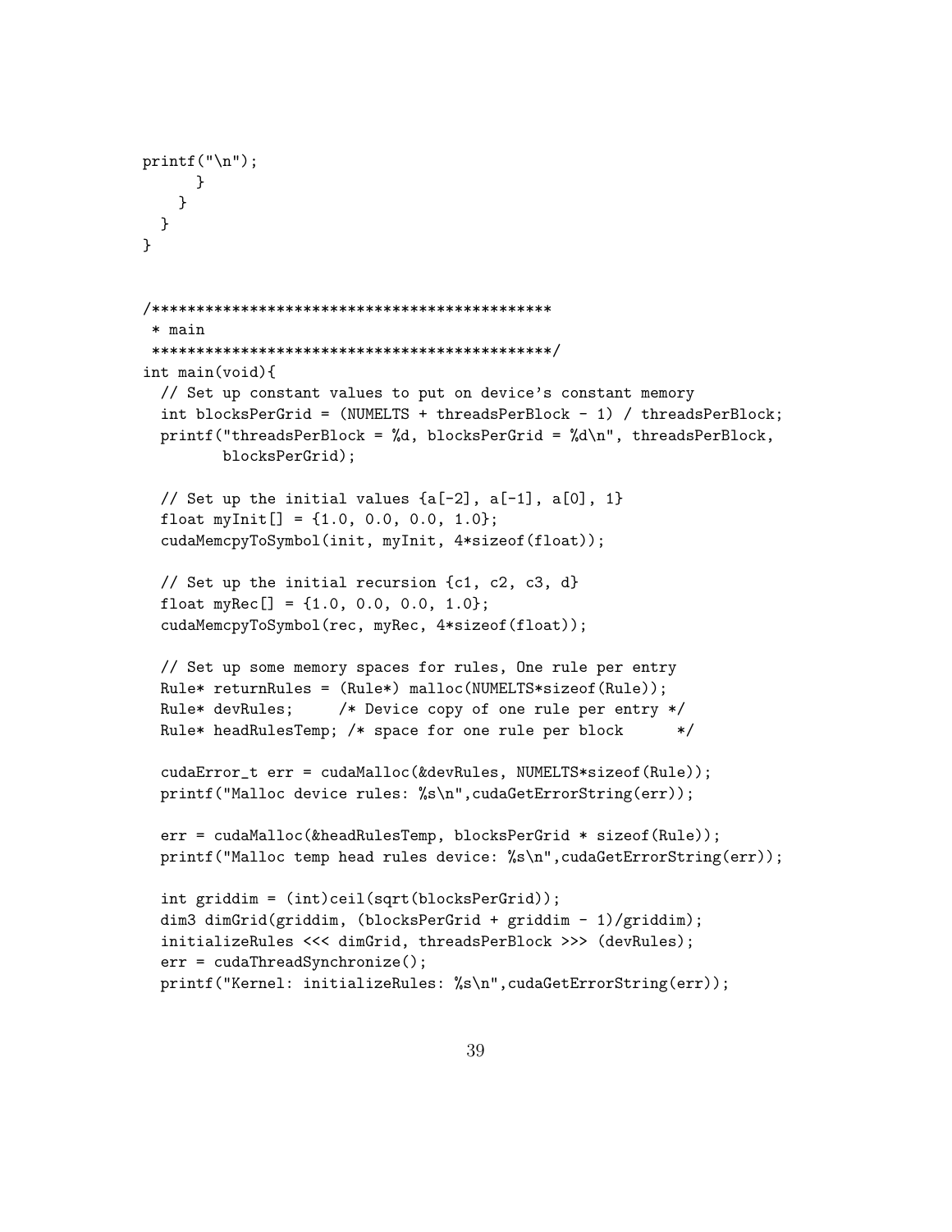```
printf("\n");
      }
    }
  }
}


/*********************************************
 * main
 *********************************************/
int main(void){
  // Set up constant values to put on device's constant memory
  int blocksPerGrid = (NUMELTS + threadsPerBlock - 1) / threadsPerBlock;
  printf("threadsPerBlock = %d, blocksPerGrid = %d\n", threadsPerBlock,
         blocksPerGrid);

  // Set up the initial values {a[-2], a[-1], a[0], 1}
  float myInit[] = {1.0, 0.0, 0.0, 1.0};
  cudaMemcpyToSymbol(init, myInit, 4*sizeof(float));

  // Set up the initial recursion {c1, c2, c3, d}
  float myRec[] = {1.0, 0.0, 0.0, 1.0};
  cudaMemcpyToSymbol(rec, myRec, 4*sizeof(float));

  // Set up some memory spaces for rules, One rule per entry
  Rule* returnRules = (Rule*) malloc(NUMELTS*sizeof(Rule));
  Rule* devRules;     /* Device copy of one rule per entry */
  Rule* headRulesTemp; /* space for one rule per block      */

  cudaError_t err = cudaMalloc(&devRules, NUMELTS*sizeof(Rule));
  printf("Malloc device rules: %s\n",cudaGetErrorString(err));

  err = cudaMalloc(&headRulesTemp, blocksPerGrid * sizeof(Rule));
  printf("Malloc temp head rules device: %s\n",cudaGetErrorString(err));

  int griddim = (int)ceil(sqrt(blocksPerGrid));
  dim3 dimGrid(griddim, (blocksPerGrid + griddim - 1)/griddim);
  initializeRules <<< dimGrid, threadsPerBlock >>> (devRules);
  err = cudaThreadSynchronize();
  printf("Kernel: initializeRules: %s\n",cudaGetErrorString(err));
```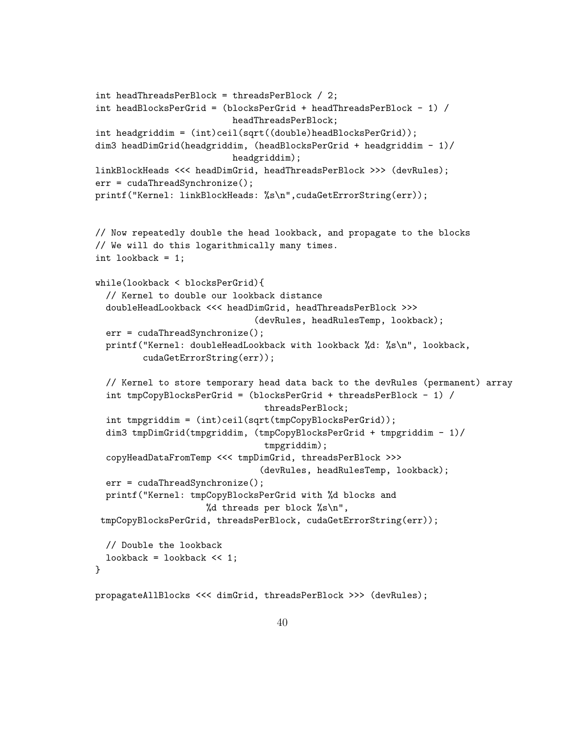```
int headThreadsPerBlock = threadsPerBlock / 2;
int headBlocksPerGrid = (blocksPerGrid + headThreadsPerBlock - 1) /
                          headThreadsPerBlock;
int headgriddim = (int)ceil(sqrt((double)headBlocksPerGrid));
dim3 headDimGrid(headgriddim, (headBlocksPerGrid + headgriddim - 1)/
                          headgriddim);
linkBlockHeads <<< headDimGrid, headThreadsPerBlock >>> (devRules);
err = cudaThreadSynchronize();
printf("Kernel: linkBlockHeads: %s\n",cudaGetErrorString(err));


// Now repeatedly double the head lookback, and propagate to the blocks
// We will do this logarithmically many times.
int lookback = 1;

while(lookback < blocksPerGrid){
  // Kernel to double our lookback distance
  doubleHeadLookback <<< headDimGrid, headThreadsPerBlock >>>
                              (devRules, headRulesTemp, lookback);
  err = cudaThreadSynchronize();
  printf("Kernel: doubleHeadLookback with lookback %d: %s\n", lookback,
         cudaGetErrorString(err));

  // Kernel to store temporary head data back to the devRules (permanent) array
  int tmpCopyBlocksPerGrid = (blocksPerGrid + threadsPerBlock - 1) /
                                threadsPerBlock;
  int tmpgriddim = (int)ceil(sqrt(tmpCopyBlocksPerGrid));
  dim3 tmpDimGrid(tmpgriddim, (tmpCopyBlocksPerGrid + tmpgriddim - 1)/
                                tmpgriddim);
  copyHeadDataFromTemp <<< tmpDimGrid, threadsPerBlock >>>
                               (devRules, headRulesTemp, lookback);
  err = cudaThreadSynchronize();
  printf("Kernel: tmpCopyBlocksPerGrid with %d blocks and
                   %d threads per block %s\n",
 tmpCopyBlocksPerGrid, threadsPerBlock, cudaGetErrorString(err));

  // Double the lookback
  lookback = lookback << 1;
}

propagateAllBlocks <<< dimGrid, threadsPerBlock >>> (devRules);
```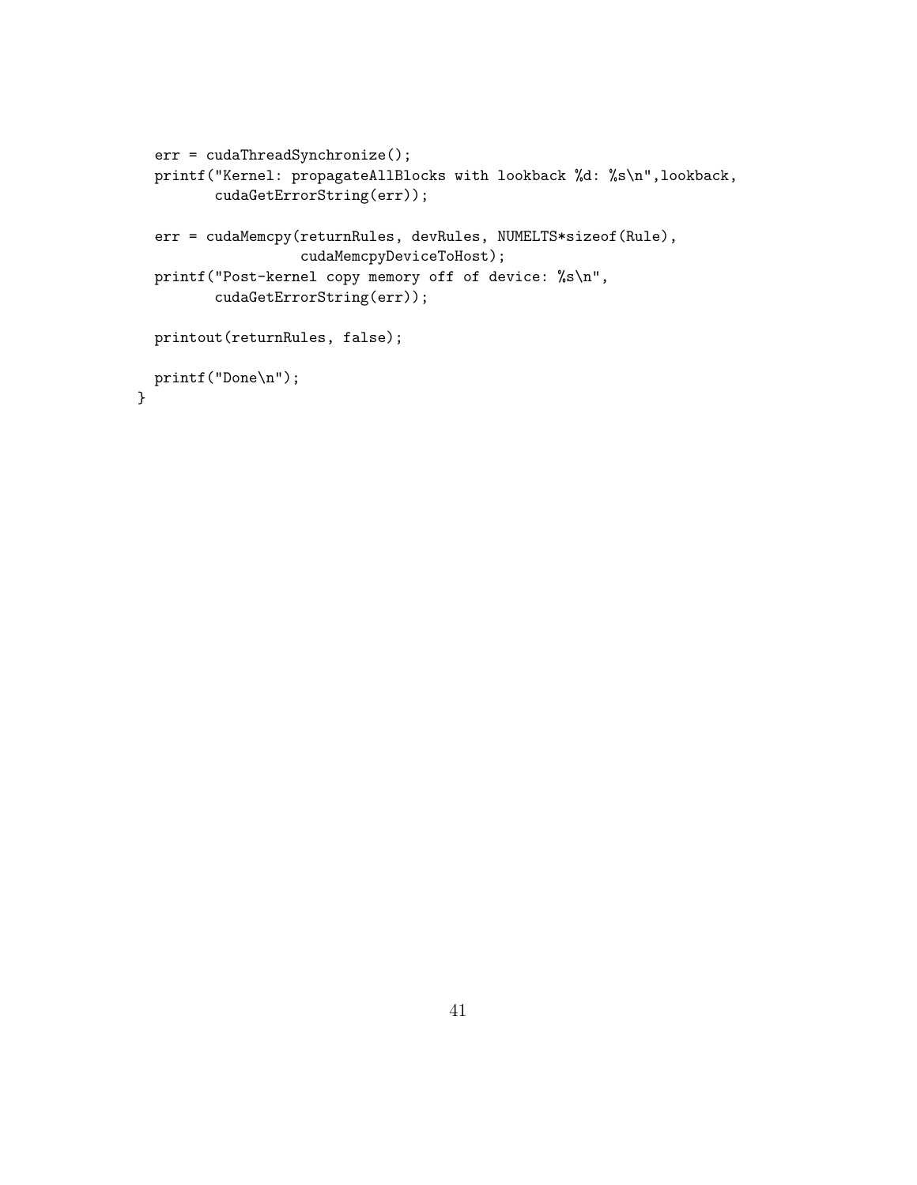```
  err = cudaThreadSynchronize();
  printf("Kernel: propagateAllBlocks with lookback %d: %s\n",lookback,
         cudaGetErrorString(err));

  err = cudaMemcpy(returnRules, devRules, NUMELTS*sizeof(Rule),
                   cudaMemcpyDeviceToHost);
  printf("Post-kernel copy memory off of device: %s\n",
         cudaGetErrorString(err));

  printout(returnRules, false);

  printf("Done\n");
}
```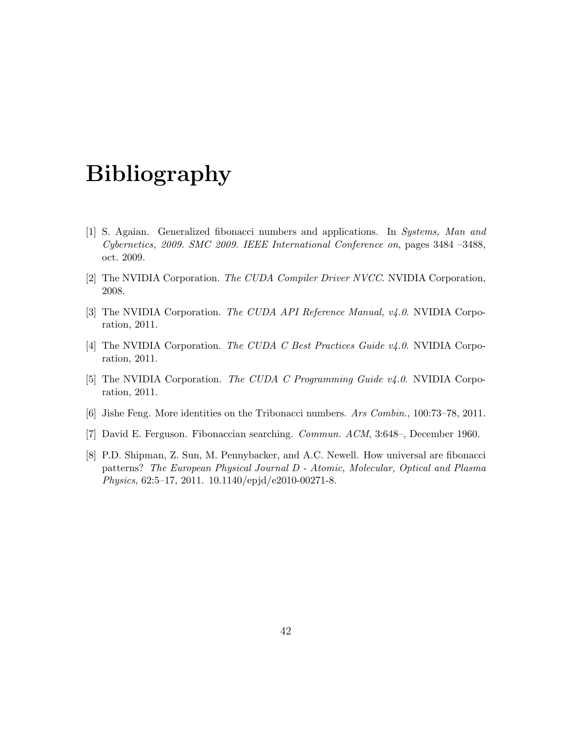# Bibliography

[1] S. Agaian. Generalized fibonacci numbers and applications. In *Systems, Man and Cybernetics, 2009. SMC 2009. IEEE International Conference on*, pages 3484 –3488, oct. 2009.

[2] The NVIDIA Corporation. *The CUDA Compiler Driver NVCC*. NVIDIA Corporation, 2008.

[3] The NVIDIA Corporation. *The CUDA API Reference Manual, v4.0*. NVIDIA Corporation, 2011.

[4] The NVIDIA Corporation. *The CUDA C Best Practices Guide v4.0*. NVIDIA Corporation, 2011.

[5] The NVIDIA Corporation. *The CUDA C Programming Guide v4.0*. NVIDIA Corporation, 2011.

[6] Jishe Feng. More identities on the Tribonacci numbers. *Ars Combin.*, 100:73–78, 2011.

[7] David E. Ferguson. Fibonaccian searching. *Commun. ACM*, 3:648–, December 1960.

[8] P.D. Shipman, Z. Sun, M. Pennybacker, and A.C. Newell. How universal are fibonacci patterns? *The European Physical Journal D - Atomic, Molecular, Optical and Plasma Physics*, 62:5–17, 2011. 10.1140/epjd/e2010-00271-8.